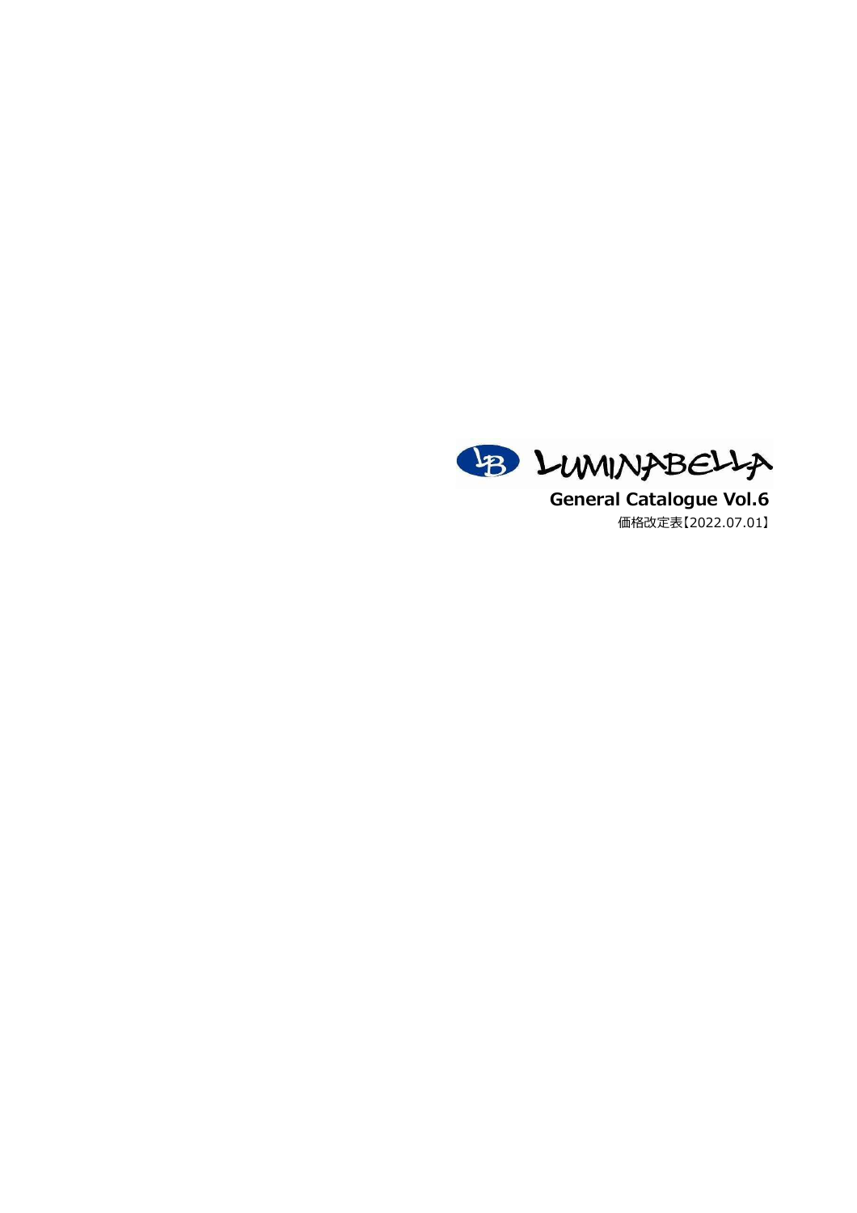LUMINABELLA

# General Catalogue Vol.6

価格改定表【2022.07.01】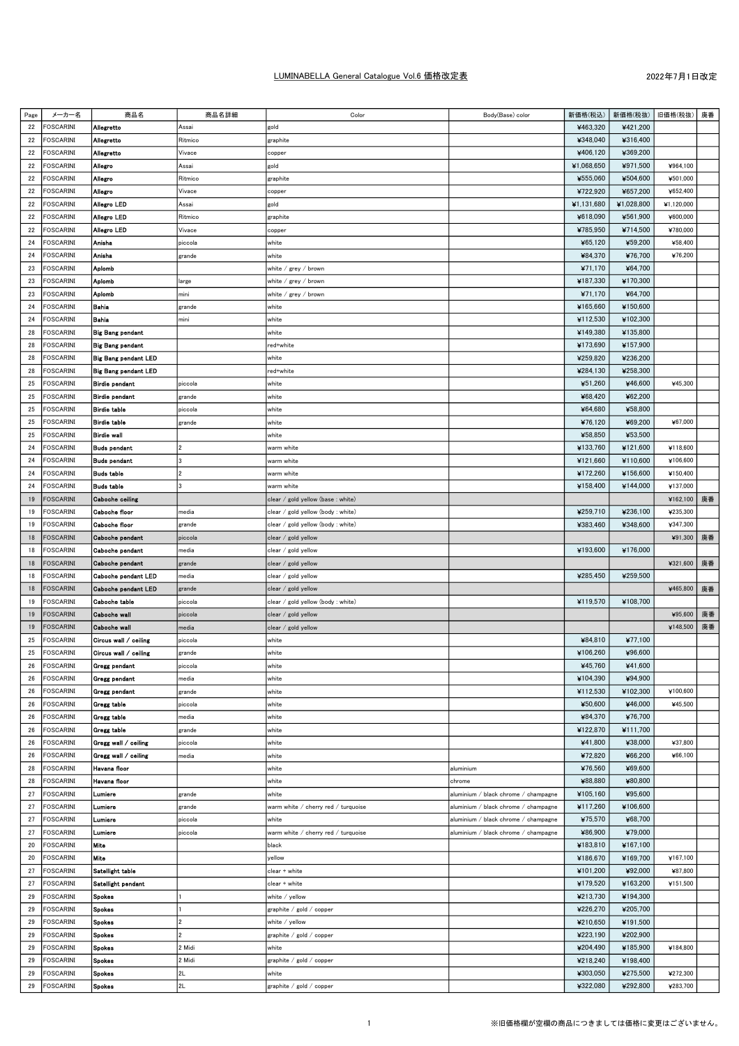LUMINABELLA General Catalogue Vol.6 価格改定表

2022年7月1日改定

| Page | メーカー名 | 商品名 | 商品名詳細 | Color | Body(Base) color | 新価格(税込) | 新価格(税抜) | 旧価格(税抜) | 廃番 |
|---|---|---|---|---|---|---|---|---|---|
| 22 | FOSCARINI | Allegretto | Assai | gold | | ¥463,320 | ¥421,200 | | |
| 22 | FOSCARINI | Allegretto | Ritmico | graphite | | ¥348,040 | ¥316,400 | | |
| 22 | FOSCARINI | Allegretto | Vivace | copper | | ¥406,120 | ¥369,200 | | |
| 22 | FOSCARINI | Allegro | Assai | gold | | ¥1,068,650 | ¥971,500 | ¥964,100 | |
| 22 | FOSCARINI | Allegro | Ritmico | graphite | | ¥555,060 | ¥504,600 | ¥501,000 | |
| 22 | FOSCARINI | Allegro | Vivace | copper | | ¥722,920 | ¥657,200 | ¥652,400 | |
| 22 | FOSCARINI | Allegro LED | Assai | gold | | ¥1,131,680 | ¥1,028,800 | ¥1,120,000 | |
| 22 | FOSCARINI | Allegro LED | Ritmico | graphite | | ¥618,090 | ¥561,900 | ¥600,000 | |
| 22 | FOSCARINI | Allegro LED | Vivace | copper | | ¥785,950 | ¥714,500 | ¥780,000 | |
| 24 | FOSCARINI | Anisha | piccola | white | | ¥65,120 | ¥59,200 | ¥58,400 | |
| 24 | FOSCARINI | Anisha | grande | white | | ¥84,370 | ¥76,700 | ¥76,200 | |
| 23 | FOSCARINI | Aplomb | | white / grey / brown | | ¥71,170 | ¥64,700 | | |
| 23 | FOSCARINI | Aplomb | large | white / grey / brown | | ¥187,330 | ¥170,300 | | |
| 23 | FOSCARINI | Aplomb | mini | white / grey / brown | | ¥71,170 | ¥64,700 | | |
| 24 | FOSCARINI | Bahia | grande | white | | ¥165,660 | ¥150,600 | | |
| 24 | FOSCARINI | Bahia | mini | white | | ¥112,530 | ¥102,300 | | |
| 28 | FOSCARINI | Big Bang pendant | | white | | ¥149,380 | ¥135,800 | | |
| 28 | FOSCARINI | Big Bang pendant | | red+white | | ¥173,690 | ¥157,900 | | |
| 28 | FOSCARINI | Big Bang pendant LED | | white | | ¥259,820 | ¥236,200 | | |
| 28 | FOSCARINI | Big Bang pendant LED | | red+white | | ¥284,130 | ¥258,300 | | |
| 25 | FOSCARINI | Birdie pendant | piccola | white | | ¥51,260 | ¥46,600 | ¥45,300 | |
| 25 | FOSCARINI | Birdie pendant | grande | white | | ¥68,420 | ¥62,200 | | |
| 25 | FOSCARINI | Birdie table | piccola | white | | ¥64,680 | ¥58,800 | | |
| 25 | FOSCARINI | Birdie table | grande | white | | ¥76,120 | ¥69,200 | ¥67,000 | |
| 25 | FOSCARINI | Birdie wall | | white | | ¥58,850 | ¥53,500 | | |
| 24 | FOSCARINI | Buds pendant | 2 | warm white | | ¥133,760 | ¥121,600 | ¥118,600 | |
| 24 | FOSCARINI | Buds pendant | 3 | warm white | | ¥121,660 | ¥110,600 | ¥106,600 | |
| 24 | FOSCARINI | Buds table | 2 | warm white | | ¥172,260 | ¥156,600 | ¥150,400 | |
| 24 | FOSCARINI | Buds table | 3 | warm white | | ¥158,400 | ¥144,000 | ¥137,000 | |
| 19 | FOSCARINI | Caboche ceiling | | clear / gold yellow (base : white) | | | | ¥162,100 | 廃番 |
| 19 | FOSCARINI | Caboche floor | media | clear / gold yellow (body : white) | | ¥259,710 | ¥236,100 | ¥235,300 | |
| 19 | FOSCARINI | Caboche floor | grande | clear / gold yellow (body : white) | | ¥383,460 | ¥348,600 | ¥347,300 | |
| 18 | FOSCARINI | Caboche pendant | piccola | clear / gold yellow | | | | ¥91,300 | 廃番 |
| 18 | FOSCARINI | Caboche pendant | media | clear / gold yellow | | ¥193,600 | ¥176,000 | | |
| 18 | FOSCARINI | Caboche pendant | grande | clear / gold yellow | | | | ¥321,600 | 廃番 |
| 18 | FOSCARINI | Caboche pendant LED | media | clear / gold yellow | | ¥285,450 | ¥259,500 | | |
| 18 | FOSCARINI | Caboche pendant LED | grande | clear / gold yellow | | | | ¥465,800 | 廃番 |
| 19 | FOSCARINI | Caboche table | piccola | clear / gold yellow (body : white) | | ¥119,570 | ¥108,700 | | |
| 19 | FOSCARINI | Caboche wall | piccola | clear / gold yellow | | | | ¥95,600 | 廃番 |
| 19 | FOSCARINI | Caboche wall | media | clear / gold yellow | | | | ¥148,500 | 廃番 |
| 25 | FOSCARINI | Circus wall / ceiling | piccola | white | | ¥84,810 | ¥77,100 | | |
| 25 | FOSCARINI | Circus wall / ceiling | grande | white | | ¥106,260 | ¥96,600 | | |
| 26 | FOSCARINI | Gregg pendant | piccola | white | | ¥45,760 | ¥41,600 | | |
| 26 | FOSCARINI | Gregg pendant | media | white | | ¥104,390 | ¥94,900 | | |
| 26 | FOSCARINI | Gregg pendant | grande | white | | ¥112,530 | ¥102,300 | ¥100,600 | |
| 26 | FOSCARINI | Gregg table | piccola | white | | ¥50,600 | ¥46,000 | ¥45,500 | |
| 26 | FOSCARINI | Gregg table | media | white | | ¥84,370 | ¥76,700 | | |
| 26 | FOSCARINI | Gregg table | grande | white | | ¥122,870 | ¥111,700 | | |
| 26 | FOSCARINI | Gregg wall / ceiling | piccola | white | | ¥41,800 | ¥38,000 | ¥37,800 | |
| 26 | FOSCARINI | Gregg wall / ceiling | media | white | | ¥72,820 | ¥66,200 | ¥66,100 | |
| 28 | FOSCARINI | Havana floor | | white | aluminium | ¥76,560 | ¥69,600 | | |
| 28 | FOSCARINI | Havana floor | | white | chrome | ¥88,880 | ¥80,800 | | |
| 27 | FOSCARINI | Lumiere | grande | white | aluminium / black chrome / champagne | ¥105,160 | ¥95,600 | | |
| 27 | FOSCARINI | Lumiere | grande | warm white / cherry red / turquoise | aluminium / black chrome / champagne | ¥117,260 | ¥106,600 | | |
| 27 | FOSCARINI | Lumiere | piccola | white | aluminium / black chrome / champagne | ¥75,570 | ¥68,700 | | |
| 27 | FOSCARINI | Lumiere | piccola | warm white / cherry red / turquoise | aluminium / black chrome / champagne | ¥86,900 | ¥79,000 | | |
| 20 | FOSCARINI | Mite | | black | | ¥183,810 | ¥167,100 | | |
| 20 | FOSCARINI | Mite | | yellow | | ¥186,670 | ¥169,700 | ¥167,100 | |
| 27 | FOSCARINI | Satellight table | | clear + white | | ¥101,200 | ¥92,000 | ¥87,800 | |
| 27 | FOSCARINI | Satellight pendant | | clear + white | | ¥179,520 | ¥163,200 | ¥151,500 | |
| 29 | FOSCARINI | Spokes | 1 | white / yellow | | ¥213,730 | ¥194,300 | | |
| 29 | FOSCARINI | Spokes | 1 | graphite / gold / copper | | ¥226,270 | ¥205,700 | | |
| 29 | FOSCARINI | Spokes | 2 | white / yellow | | ¥210,650 | ¥191,500 | | |
| 29 | FOSCARINI | Spokes | 2 | graphite / gold / copper | | ¥223,190 | ¥202,900 | | |
| 29 | FOSCARINI | Spokes | 2 Midi | white | | ¥204,490 | ¥185,900 | ¥184,800 | |
| 29 | FOSCARINI | Spokes | 2 Midi | graphite / gold / copper | | ¥218,240 | ¥198,400 | | |
| 29 | FOSCARINI | Spokes | 2L | white | | ¥303,050 | ¥275,500 | ¥272,300 | |
| 29 | FOSCARINI | Spokes | 2L | graphite / gold / copper | | ¥322,080 | ¥292,800 | ¥283,700 | |

※旧価格欄が空欄の商品につきましては価格に変更はございません。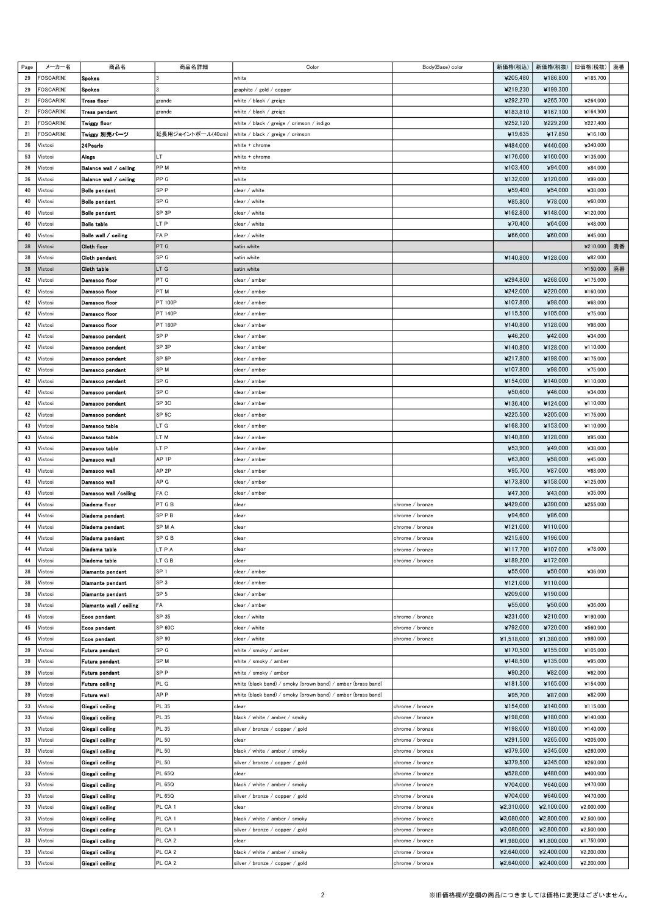| Page | メーカー名 | 商品名 | 商品名詳細 | Color | Body(Base) color | 新価格(税込) | 新価格(税抜) | 旧価格(税抜) | 廃番 |
|---|---|---|---|---|---|---|---|---|---|
| 29 | FOSCARINI | Spokes | 3 | white | | ¥205,480 | ¥186,800 | ¥185,700 | |
| 29 | FOSCARINI | Spokes | 3 | graphite / gold / copper | | ¥219,230 | ¥199,300 | | |
| 21 | FOSCARINI | Tress floor | grande | white / black / greige | | ¥292,270 | ¥265,700 | ¥264,000 | |
| 21 | FOSCARINI | Tress pendant | grande | white / black / greige | | ¥183,810 | ¥167,100 | ¥164,900 | |
| 21 | FOSCARINI | Twiggy floor | | white / black / greige / crimson / indigo | | ¥252,120 | ¥229,200 | ¥227,400 | |
| 21 | FOSCARINI | Twiggy 別売パーツ | 延長用ジョイントポール(40cm) | white / black / greige / crimson | | ¥19,635 | ¥17,850 | ¥16,100 | |
| 36 | Vistosi | 24Pearls | | white + chrome | | ¥484,000 | ¥440,000 | ¥340,000 | |
| 53 | Vistosi | Alega | LT | white + chrome | | ¥176,000 | ¥160,000 | ¥135,000 | |
| 36 | Vistosi | Balance wall / ceiling | PP M | white | | ¥103,400 | ¥94,000 | ¥84,000 | |
| 36 | Vistosi | Balance wall / ceiling | PP G | white | | ¥132,000 | ¥120,000 | ¥99,000 | |
| 40 | Vistosi | Bolle pendant | SP P | clear / white | | ¥59,400 | ¥54,000 | ¥38,000 | |
| 40 | Vistosi | Bolle pendant | SP G | clear / white | | ¥85,800 | ¥78,000 | ¥60,000 | |
| 40 | Vistosi | Bolle pendant | SP 3P | clear / white | | ¥162,800 | ¥148,000 | ¥120,000 | |
| 40 | Vistosi | Bolle table | LT P | clear / white | | ¥70,400 | ¥64,000 | ¥48,000 | |
| 40 | Vistosi | Bolle wall / ceiling | FA P | clear / white | | ¥66,000 | ¥60,000 | ¥45,000 | |
| 38 | Vistosi | Cloth floor | PT G | satin white | | | | ¥210,000 | 廃番 |
| 38 | Vistosi | Cloth pendant | SP G | satin white | | ¥140,800 | ¥128,000 | ¥82,000 | |
| 38 | Vistosi | Cloth table | LT G | satin white | | | | ¥150,000 | 廃番 |
| 42 | Vistosi | Damasco floor | PT G | clear / amber | | ¥294,800 | ¥268,000 | ¥175,000 | |
| 42 | Vistosi | Damasco floor | PT M | clear / amber | | ¥242,000 | ¥220,000 | ¥160,000 | |
| 42 | Vistosi | Damasco floor | PT 100P | clear / amber | | ¥107,800 | ¥98,000 | ¥68,000 | |
| 42 | Vistosi | Damasco floor | PT 140P | clear / amber | | ¥115,500 | ¥105,000 | ¥75,000 | |
| 42 | Vistosi | Damasco floor | PT 180P | clear / amber | | ¥140,800 | ¥128,000 | ¥98,000 | |
| 42 | Vistosi | Damasco pendant | SP P | clear / amber | | ¥46,200 | ¥42,000 | ¥34,000 | |
| 42 | Vistosi | Damasco pendant | SP 3P | clear / amber | | ¥140,800 | ¥128,000 | ¥110,000 | |
| 42 | Vistosi | Damasco pendant | SP 5P | clear / amber | | ¥217,800 | ¥198,000 | ¥175,000 | |
| 42 | Vistosi | Damasco pendant | SP M | clear / amber | | ¥107,800 | ¥98,000 | ¥75,000 | |
| 42 | Vistosi | Damasco pendant | SP G | clear / amber | | ¥154,000 | ¥140,000 | ¥110,000 | |
| 42 | Vistosi | Damasco pendant | SP C | clear / amber | | ¥50,600 | ¥46,000 | ¥34,000 | |
| 42 | Vistosi | Damasco pendant | SP 3C | clear / amber | | ¥136,400 | ¥124,000 | ¥110,000 | |
| 42 | Vistosi | Damasco pendant | SP 5C | clear / amber | | ¥225,500 | ¥205,000 | ¥175,000 | |
| 43 | Vistosi | Damasco table | LT G | clear / amber | | ¥168,300 | ¥153,000 | ¥110,000 | |
| 43 | Vistosi | Damasco table | LT M | clear / amber | | ¥140,800 | ¥128,000 | ¥95,000 | |
| 43 | Vistosi | Damasco table | LT P | clear / amber | | ¥53,900 | ¥49,000 | ¥38,000 | |
| 43 | Vistosi | Damasco wall | AP 1P | clear / amber | | ¥63,800 | ¥58,000 | ¥45,000 | |
| 43 | Vistosi | Damasco wall | AP 2P | clear / amber | | ¥95,700 | ¥87,000 | ¥68,000 | |
| 43 | Vistosi | Damasco wall | AP G | clear / amber | | ¥173,800 | ¥158,000 | ¥125,000 | |
| 43 | Vistosi | Damasco wall /ceiling | FA C | clear / amber | | ¥47,300 | ¥43,000 | ¥35,000 | |
| 44 | Vistosi | Diadema floor | PT G B | clear | chrome / bronze | ¥429,000 | ¥390,000 | ¥255,000 | |
| 44 | Vistosi | Diadema pendant | SP P B | clear | chrome / bronze | ¥94,600 | ¥86,000 | | |
| 44 | Vistosi | Diadema pendant | SP M A | clear | chrome / bronze | ¥121,000 | ¥110,000 | | |
| 44 | Vistosi | Diadema pendant | SP G B | clear | chrome / bronze | ¥215,600 | ¥196,000 | | |
| 44 | Vistosi | Diadema table | LT P A | clear | chrome / bronze | ¥117,700 | ¥107,000 | ¥78,000 | |
| 44 | Vistosi | Diadema table | LT G B | clear | chrome / bronze | ¥189,200 | ¥172,000 | | |
| 38 | Vistosi | Diamante pendant | SP 1 | clear / amber | | ¥55,000 | ¥50,000 | ¥36,000 | |
| 38 | Vistosi | Diamante pendant | SP 3 | clear / amber | | ¥121,000 | ¥110,000 | | |
| 38 | Vistosi | Diamante pendant | SP 5 | clear / amber | | ¥209,000 | ¥190,000 | | |
| 38 | Vistosi | Diamante wall / ceiling | FA | clear / amber | | ¥55,000 | ¥50,000 | ¥36,000 | |
| 45 | Vistosi | Ecos pendant | SP 35 | clear / white | chrome / bronze | ¥231,000 | ¥210,000 | ¥190,000 | |
| 45 | Vistosi | Ecos pendant | SP 60C | clear / white | chrome / bronze | ¥792,000 | ¥720,000 | ¥560,000 | |
| 45 | Vistosi | Ecos pendant | SP 90 | clear / white | chrome / bronze | ¥1,518,000 | ¥1,380,000 | ¥980,000 | |
| 39 | Vistosi | Futura pendant | SP G | white / smoky / amber | | ¥170,500 | ¥155,000 | ¥105,000 | |
| 39 | Vistosi | Futura pendant | SP M | white / smoky / amber | | ¥148,500 | ¥135,000 | ¥95,000 | |
| 39 | Vistosi | Futura pendant | SP P | white / smoky / amber | | ¥90,200 | ¥82,000 | ¥62,000 | |
| 39 | Vistosi | Futura ceiling | PL G | white (black band) / smoky (brown band) / amber (brass band) | | ¥181,500 | ¥165,000 | ¥154,000 | |
| 39 | Vistosi | Futura wall | AP P | white (black band) / smoky (brown band) / amber (brass band) | | ¥95,700 | ¥87,000 | ¥82,000 | |
| 33 | Vistosi | Giogali ceiling | PL 35 | clear | chrome / bronze | ¥154,000 | ¥140,000 | ¥115,000 | |
| 33 | Vistosi | Giogali ceiling | PL 35 | black / white / amber / smoky | chrome / bronze | ¥198,000 | ¥180,000 | ¥140,000 | |
| 33 | Vistosi | Giogali ceiling | PL 35 | silver / bronze / copper / gold | chrome / bronze | ¥198,000 | ¥180,000 | ¥140,000 | |
| 33 | Vistosi | Giogali ceiling | PL 50 | clear | chrome / bronze | ¥291,500 | ¥265,000 | ¥205,000 | |
| 33 | Vistosi | Giogali ceiling | PL 50 | black / white / amber / smoky | chrome / bronze | ¥379,500 | ¥345,000 | ¥260,000 | |
| 33 | Vistosi | Giogali ceiling | PL 50 | silver / bronze / copper / gold | chrome / bronze | ¥379,500 | ¥345,000 | ¥260,000 | |
| 33 | Vistosi | Giogali ceiling | PL 65Q | clear | chrome / bronze | ¥528,000 | ¥480,000 | ¥400,000 | |
| 33 | Vistosi | Giogali ceiling | PL 65Q | black / white / amber / smoky | chrome / bronze | ¥704,000 | ¥640,000 | ¥470,000 | |
| 33 | Vistosi | Giogali ceiling | PL 65Q | silver / bronze / copper / gold | chrome / bronze | ¥704,000 | ¥640,000 | ¥470,000 | |
| 33 | Vistosi | Giogali ceiling | PL CA 1 | clear | chrome / bronze | ¥2,310,000 | ¥2,100,000 | ¥2,000,000 | |
| 33 | Vistosi | Giogali ceiling | PL CA 1 | black / white / amber / smoky | chrome / bronze | ¥3,080,000 | ¥2,800,000 | ¥2,500,000 | |
| 33 | Vistosi | Giogali ceiling | PL CA 1 | silver / bronze / copper / gold | chrome / bronze | ¥3,080,000 | ¥2,800,000 | ¥2,500,000 | |
| 33 | Vistosi | Giogali ceiling | PL CA 2 | clear | chrome / bronze | ¥1,980,000 | ¥1,800,000 | ¥1,750,000 | |
| 33 | Vistosi | Giogali ceiling | PL CA 2 | black / white / amber / smoky | chrome / bronze | ¥2,640,000 | ¥2,400,000 | ¥2,200,000 | |
| 33 | Vistosi | Giogali ceiling | PL CA 2 | silver / bronze / copper / gold | chrome / bronze | ¥2,640,000 | ¥2,400,000 | ¥2,200,000 | |

※旧価格欄が空欄の商品につきましては価格に変更はございません。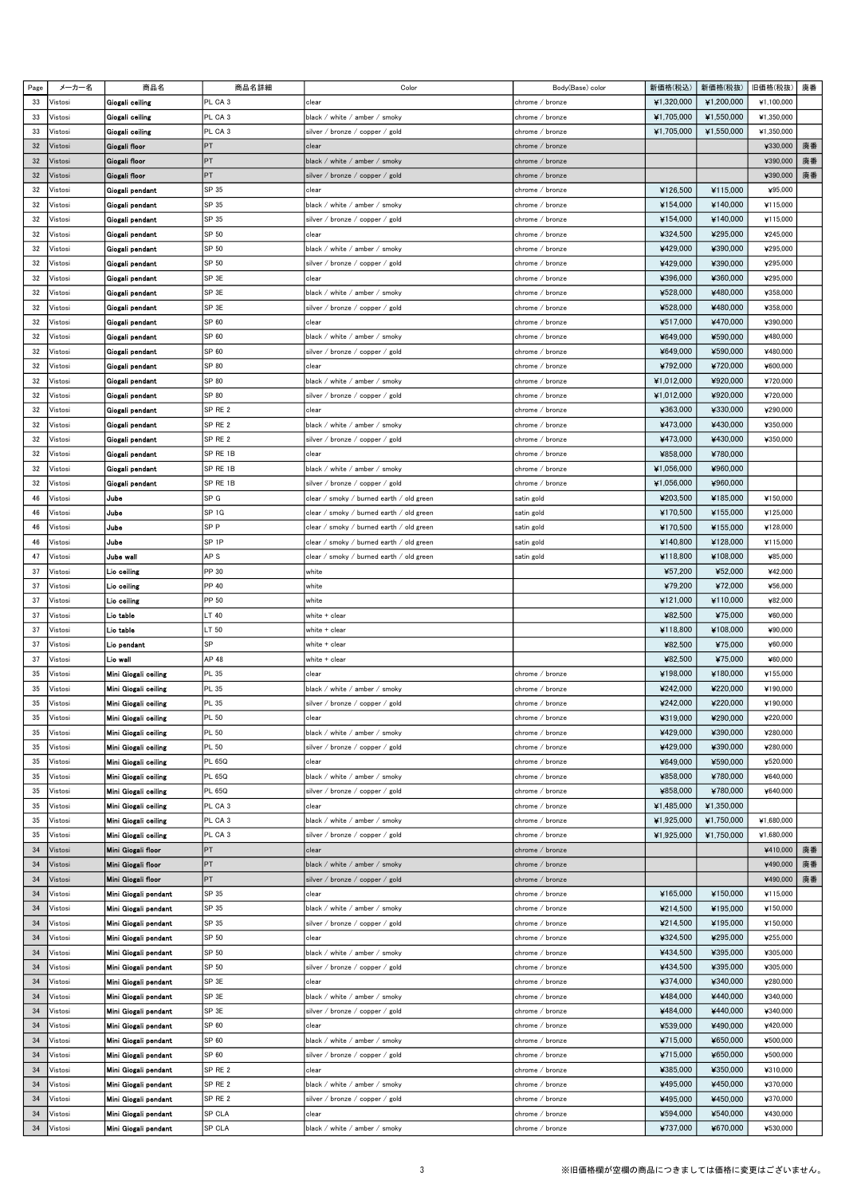| Page | メーカー名 | 商品名 | 商品名詳細 | Color | Body(Base) color | 新価格(税込) | 新価格(税抜) | 旧価格(税抜) | 廃番 |
|---|---|---|---|---|---|---|---|---|---|
| 33 | Vistosi | Giogali ceiling | PL CA 3 | clear | chrome / bronze | ¥1,320,000 | ¥1,200,000 | ¥1,100,000 | |
| 33 | Vistosi | Giogali ceiling | PL CA 3 | black / white / amber / smoky | chrome / bronze | ¥1,705,000 | ¥1,550,000 | ¥1,350,000 | |
| 33 | Vistosi | Giogali ceiling | PL CA 3 | silver / bronze / copper / gold | chrome / bronze | ¥1,705,000 | ¥1,550,000 | ¥1,350,000 | |
| 32 | Vistosi | Giogali floor | PT | clear | chrome / bronze | | | ¥330,000 | 廃番 |
| 32 | Vistosi | Giogali floor | PT | black / white / amber / smoky | chrome / bronze | | | ¥390,000 | 廃番 |
| 32 | Vistosi | Giogali floor | PT | silver / bronze / copper / gold | chrome / bronze | | | ¥390,000 | 廃番 |
| 32 | Vistosi | Giogali pendant | SP 35 | clear | chrome / bronze | ¥126,500 | ¥115,000 | ¥95,000 | |
| 32 | Vistosi | Giogali pendant | SP 35 | black / white / amber / smoky | chrome / bronze | ¥154,000 | ¥140,000 | ¥115,000 | |
| 32 | Vistosi | Giogali pendant | SP 35 | silver / bronze / copper / gold | chrome / bronze | ¥154,000 | ¥140,000 | ¥115,000 | |
| 32 | Vistosi | Giogali pendant | SP 50 | clear | chrome / bronze | ¥324,500 | ¥295,000 | ¥245,000 | |
| 32 | Vistosi | Giogali pendant | SP 50 | black / white / amber / smoky | chrome / bronze | ¥429,000 | ¥390,000 | ¥295,000 | |
| 32 | Vistosi | Giogali pendant | SP 50 | silver / bronze / copper / gold | chrome / bronze | ¥429,000 | ¥390,000 | ¥295,000 | |
| 32 | Vistosi | Giogali pendant | SP 3E | clear | chrome / bronze | ¥396,000 | ¥360,000 | ¥295,000 | |
| 32 | Vistosi | Giogali pendant | SP 3E | black / white / amber / smoky | chrome / bronze | ¥528,000 | ¥480,000 | ¥358,000 | |
| 32 | Vistosi | Giogali pendant | SP 3E | silver / bronze / copper / gold | chrome / bronze | ¥528,000 | ¥480,000 | ¥358,000 | |
| 32 | Vistosi | Giogali pendant | SP 60 | clear | chrome / bronze | ¥517,000 | ¥470,000 | ¥390,000 | |
| 32 | Vistosi | Giogali pendant | SP 60 | black / white / amber / smoky | chrome / bronze | ¥649,000 | ¥590,000 | ¥480,000 | |
| 32 | Vistosi | Giogali pendant | SP 60 | silver / bronze / copper / gold | chrome / bronze | ¥649,000 | ¥590,000 | ¥480,000 | |
| 32 | Vistosi | Giogali pendant | SP 80 | clear | chrome / bronze | ¥792,000 | ¥720,000 | ¥600,000 | |
| 32 | Vistosi | Giogali pendant | SP 80 | black / white / amber / smoky | chrome / bronze | ¥1,012,000 | ¥920,000 | ¥720,000 | |
| 32 | Vistosi | Giogali pendant | SP 80 | silver / bronze / copper / gold | chrome / bronze | ¥1,012,000 | ¥920,000 | ¥720,000 | |
| 32 | Vistosi | Giogali pendant | SP RE 2 | clear | chrome / bronze | ¥363,000 | ¥330,000 | ¥290,000 | |
| 32 | Vistosi | Giogali pendant | SP RE 2 | black / white / amber / smoky | chrome / bronze | ¥473,000 | ¥430,000 | ¥350,000 | |
| 32 | Vistosi | Giogali pendant | SP RE 2 | silver / bronze / copper / gold | chrome / bronze | ¥473,000 | ¥430,000 | ¥350,000 | |
| 32 | Vistosi | Giogali pendant | SP RE 1B | clear | chrome / bronze | ¥858,000 | ¥780,000 | | |
| 32 | Vistosi | Giogali pendant | SP RE 1B | black / white / amber / smoky | chrome / bronze | ¥1,056,000 | ¥960,000 | | |
| 32 | Vistosi | Giogali pendant | SP RE 1B | silver / bronze / copper / gold | chrome / bronze | ¥1,056,000 | ¥960,000 | | |
| 46 | Vistosi | Jube | SP G | clear / smoky / burned earth / old green | satin gold | ¥203,500 | ¥185,000 | ¥150,000 | |
| 46 | Vistosi | Jube | SP 1G | clear / smoky / burned earth / old green | satin gold | ¥170,500 | ¥155,000 | ¥125,000 | |
| 46 | Vistosi | Jube | SP P | clear / smoky / burned earth / old green | satin gold | ¥170,500 | ¥155,000 | ¥128,000 | |
| 46 | Vistosi | Jube | SP 1P | clear / smoky / burned earth / old green | satin gold | ¥140,800 | ¥128,000 | ¥115,000 | |
| 47 | Vistosi | Jube wall | AP S | clear / smoky / burned earth / old green | satin gold | ¥118,800 | ¥108,000 | ¥85,000 | |
| 37 | Vistosi | Lio ceiling | PP 30 | white | | ¥57,200 | ¥52,000 | ¥42,000 | |
| 37 | Vistosi | Lio ceiling | PP 40 | white | | ¥79,200 | ¥72,000 | ¥56,000 | |
| 37 | Vistosi | Lio ceiling | PP 50 | white | | ¥121,000 | ¥110,000 | ¥82,000 | |
| 37 | Vistosi | Lio table | LT 40 | white + clear | | ¥82,500 | ¥75,000 | ¥60,000 | |
| 37 | Vistosi | Lio table | LT 50 | white + clear | | ¥118,800 | ¥108,000 | ¥90,000 | |
| 37 | Vistosi | Lio pendant | SP | white + clear | | ¥82,500 | ¥75,000 | ¥60,000 | |
| 37 | Vistosi | Lio wall | AP 48 | white + clear | | ¥82,500 | ¥75,000 | ¥60,000 | |
| 35 | Vistosi | Mini Giogali ceiling | PL 35 | clear | chrome / bronze | ¥198,000 | ¥180,000 | ¥155,000 | |
| 35 | Vistosi | Mini Giogali ceiling | PL 35 | black / white / amber / smoky | chrome / bronze | ¥242,000 | ¥220,000 | ¥190,000 | |
| 35 | Vistosi | Mini Giogali ceiling | PL 35 | silver / bronze / copper / gold | chrome / bronze | ¥242,000 | ¥220,000 | ¥190,000 | |
| 35 | Vistosi | Mini Giogali ceiling | PL 50 | clear | chrome / bronze | ¥319,000 | ¥290,000 | ¥220,000 | |
| 35 | Vistosi | Mini Giogali ceiling | PL 50 | black / white / amber / smoky | chrome / bronze | ¥429,000 | ¥390,000 | ¥280,000 | |
| 35 | Vistosi | Mini Giogali ceiling | PL 50 | silver / bronze / copper / gold | chrome / bronze | ¥429,000 | ¥390,000 | ¥280,000 | |
| 35 | Vistosi | Mini Giogali ceiling | PL 65Q | clear | chrome / bronze | ¥649,000 | ¥590,000 | ¥520,000 | |
| 35 | Vistosi | Mini Giogali ceiling | PL 65Q | black / white / amber / smoky | chrome / bronze | ¥858,000 | ¥780,000 | ¥640,000 | |
| 35 | Vistosi | Mini Giogali ceiling | PL 65Q | silver / bronze / copper / gold | chrome / bronze | ¥858,000 | ¥780,000 | ¥640,000 | |
| 35 | Vistosi | Mini Giogali ceiling | PL CA 3 | clear | chrome / bronze | ¥1,485,000 | ¥1,350,000 | | |
| 35 | Vistosi | Mini Giogali ceiling | PL CA 3 | black / white / amber / smoky | chrome / bronze | ¥1,925,000 | ¥1,750,000 | ¥1,680,000 | |
| 35 | Vistosi | Mini Giogali ceiling | PL CA 3 | silver / bronze / copper / gold | chrome / bronze | ¥1,925,000 | ¥1,750,000 | ¥1,680,000 | |
| 34 | Vistosi | Mini Giogali floor | PT | clear | chrome / bronze | | | ¥410,000 | 廃番 |
| 34 | Vistosi | Mini Giogali floor | PT | black / white / amber / smoky | chrome / bronze | | | ¥490,000 | 廃番 |
| 34 | Vistosi | Mini Giogali floor | PT | silver / bronze / copper / gold | chrome / bronze | | | ¥490,000 | 廃番 |
| 34 | Vistosi | Mini Giogali pendant | SP 35 | clear | chrome / bronze | ¥165,000 | ¥150,000 | ¥115,000 | |
| 34 | Vistosi | Mini Giogali pendant | SP 35 | black / white / amber / smoky | chrome / bronze | ¥214,500 | ¥195,000 | ¥150,000 | |
| 34 | Vistosi | Mini Giogali pendant | SP 35 | silver / bronze / copper / gold | chrome / bronze | ¥214,500 | ¥195,000 | ¥150,000 | |
| 34 | Vistosi | Mini Giogali pendant | SP 50 | clear | chrome / bronze | ¥324,500 | ¥295,000 | ¥255,000 | |
| 34 | Vistosi | Mini Giogali pendant | SP 50 | black / white / amber / smoky | chrome / bronze | ¥434,500 | ¥395,000 | ¥305,000 | |
| 34 | Vistosi | Mini Giogali pendant | SP 50 | silver / bronze / copper / gold | chrome / bronze | ¥434,500 | ¥395,000 | ¥305,000 | |
| 34 | Vistosi | Mini Giogali pendant | SP 3E | clear | chrome / bronze | ¥374,000 | ¥340,000 | ¥280,000 | |
| 34 | Vistosi | Mini Giogali pendant | SP 3E | black / white / amber / smoky | chrome / bronze | ¥484,000 | ¥440,000 | ¥340,000 | |
| 34 | Vistosi | Mini Giogali pendant | SP 3E | silver / bronze / copper / gold | chrome / bronze | ¥484,000 | ¥440,000 | ¥340,000 | |
| 34 | Vistosi | Mini Giogali pendant | SP 60 | clear | chrome / bronze | ¥539,000 | ¥490,000 | ¥420,000 | |
| 34 | Vistosi | Mini Giogali pendant | SP 60 | black / white / amber / smoky | chrome / bronze | ¥715,000 | ¥650,000 | ¥500,000 | |
| 34 | Vistosi | Mini Giogali pendant | SP 60 | silver / bronze / copper / gold | chrome / bronze | ¥715,000 | ¥650,000 | ¥500,000 | |
| 34 | Vistosi | Mini Giogali pendant | SP RE 2 | clear | chrome / bronze | ¥385,000 | ¥350,000 | ¥310,000 | |
| 34 | Vistosi | Mini Giogali pendant | SP RE 2 | black / white / amber / smoky | chrome / bronze | ¥495,000 | ¥450,000 | ¥370,000 | |
| 34 | Vistosi | Mini Giogali pendant | SP RE 2 | silver / bronze / copper / gold | chrome / bronze | ¥495,000 | ¥450,000 | ¥370,000 | |
| 34 | Vistosi | Mini Giogali pendant | SP CLA | clear | chrome / bronze | ¥594,000 | ¥540,000 | ¥430,000 | |
| 34 | Vistosi | Mini Giogali pendant | SP CLA | black / white / amber / smoky | chrome / bronze | ¥737,000 | ¥670,000 | ¥530,000 | |

※旧価格欄が空欄の商品につきましては価格に変更はございません。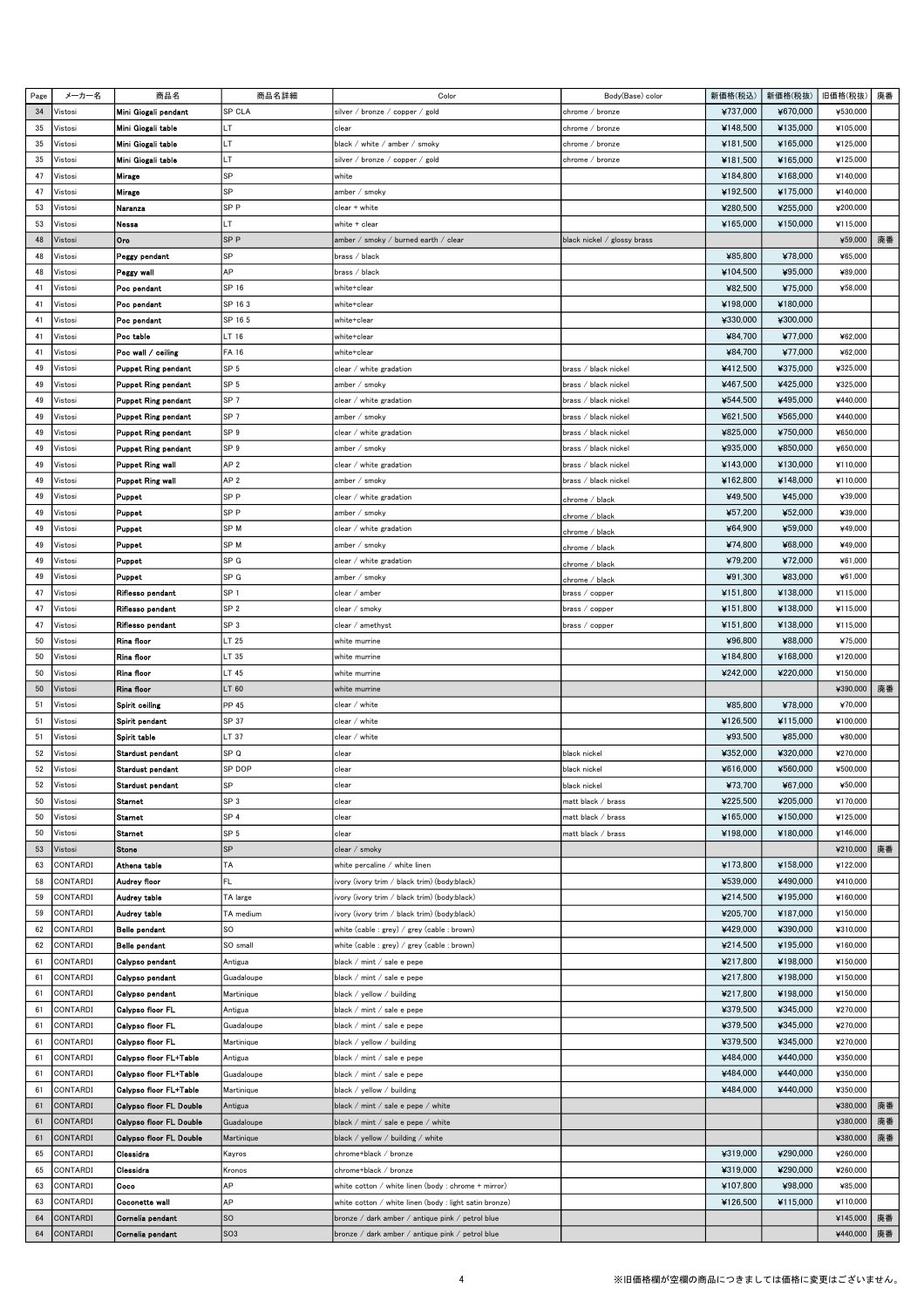| Page | メーカー名 | 商品名 | 商品名詳細 | Color | Body(Base) color | 新価格(税込) | 新価格(税抜) | 旧価格(税抜) | 廃番 |
|---|---|---|---|---|---|---|---|---|---|
| 34 | Vistosi | Mini Giogali pendant | SP CLA | silver / bronze / copper / gold | chrome / bronze | ¥737,000 | ¥670,000 | ¥530,000 | |
| 35 | Vistosi | Mini Giogali table | LT | clear | chrome / bronze | ¥148,500 | ¥135,000 | ¥105,000 | |
| 35 | Vistosi | Mini Giogali table | LT | black / white / amber / smoky | chrome / bronze | ¥181,500 | ¥165,000 | ¥125,000 | |
| 35 | Vistosi | Mini Giogali table | LT | silver / bronze / copper / gold | chrome / bronze | ¥181,500 | ¥165,000 | ¥125,000 | |
| 47 | Vistosi | Mirage | SP | white | | ¥184,800 | ¥168,000 | ¥140,000 | |
| 47 | Vistosi | Mirage | SP | amber / smoky | | ¥192,500 | ¥175,000 | ¥140,000 | |
| 53 | Vistosi | Naranza | SP P | clear + white | | ¥280,500 | ¥255,000 | ¥200,000 | |
| 53 | Vistosi | Nessa | LT | white + clear | | ¥165,000 | ¥150,000 | ¥115,000 | |
| 48 | Vistosi | Oro | SP P | amber / smoky / burned earth / clear | black nickel / glossy brass | | | ¥59,000 | 廃番 |
| 48 | Vistosi | Peggy pendant | SP | brass / black | | ¥85,800 | ¥78,000 | ¥65,000 | |
| 48 | Vistosi | Peggy wall | AP | brass / black | | ¥104,500 | ¥95,000 | ¥89,000 | |
| 41 | Vistosi | Poc pendant | SP 16 | white+clear | | ¥82,500 | ¥75,000 | ¥58,000 | |
| 41 | Vistosi | Poc pendant | SP 16 3 | white+clear | | ¥198,000 | ¥180,000 | | |
| 41 | Vistosi | Poc pendant | SP 16 5 | white+clear | | ¥330,000 | ¥300,000 | | |
| 41 | Vistosi | Poc table | LT 16 | white+clear | | ¥84,700 | ¥77,000 | ¥62,000 | |
| 41 | Vistosi | Poc wall / ceiling | FA 16 | white+clear | | ¥84,700 | ¥77,000 | ¥62,000 | |
| 49 | Vistosi | Puppet Ring pendant | SP 5 | clear / white gradation | brass / black nickel | ¥412,500 | ¥375,000 | ¥325,000 | |
| 49 | Vistosi | Puppet Ring pendant | SP 5 | amber / smoky | brass / black nickel | ¥467,500 | ¥425,000 | ¥325,000 | |
| 49 | Vistosi | Puppet Ring pendant | SP 7 | clear / white gradation | brass / black nickel | ¥544,500 | ¥495,000 | ¥440,000 | |
| 49 | Vistosi | Puppet Ring pendant | SP 7 | amber / smoky | brass / black nickel | ¥621,500 | ¥565,000 | ¥440,000 | |
| 49 | Vistosi | Puppet Ring pendant | SP 9 | clear / white gradation | brass / black nickel | ¥825,000 | ¥750,000 | ¥650,000 | |
| 49 | Vistosi | Puppet Ring pendant | SP 9 | amber / smoky | brass / black nickel | ¥935,000 | ¥850,000 | ¥650,000 | |
| 49 | Vistosi | Puppet Ring wall | AP 2 | clear / white gradation | brass / black nickel | ¥143,000 | ¥130,000 | ¥110,000 | |
| 49 | Vistosi | Puppet Ring wall | AP 2 | amber / smoky | brass / black nickel | ¥162,800 | ¥148,000 | ¥110,000 | |
| 49 | Vistosi | Puppet | SP P | clear / white gradation | chrome / black | ¥49,500 | ¥45,000 | ¥39,000 | |
| 49 | Vistosi | Puppet | SP P | amber / smoky | chrome / black | ¥57,200 | ¥52,000 | ¥39,000 | |
| 49 | Vistosi | Puppet | SP M | clear / white gradation | chrome / black | ¥64,900 | ¥59,000 | ¥49,000 | |
| 49 | Vistosi | Puppet | SP M | amber / smoky | chrome / black | ¥74,800 | ¥68,000 | ¥49,000 | |
| 49 | Vistosi | Puppet | SP G | clear / white gradation | chrome / black | ¥79,200 | ¥72,000 | ¥61,000 | |
| 49 | Vistosi | Puppet | SP G | amber / smoky | chrome / black | ¥91,300 | ¥83,000 | ¥61,000 | |
| 47 | Vistosi | Riflesso pendant | SP 1 | clear / amber | brass / copper | ¥151,800 | ¥138,000 | ¥115,000 | |
| 47 | Vistosi | Riflesso pendant | SP 2 | clear / smoky | brass / copper | ¥151,800 | ¥138,000 | ¥115,000 | |
| 47 | Vistosi | Riflesso pendant | SP 3 | clear / amethyst | brass / copper | ¥151,800 | ¥138,000 | ¥115,000 | |
| 50 | Vistosi | Rina floor | LT 25 | white murrine | | ¥96,800 | ¥88,000 | ¥75,000 | |
| 50 | Vistosi | Rina floor | LT 35 | white murrine | | ¥184,800 | ¥168,000 | ¥120,000 | |
| 50 | Vistosi | Rina floor | LT 45 | white murrine | | ¥242,000 | ¥220,000 | ¥150,000 | |
| 50 | Vistosi | Rina floor | LT 60 | white murrine | | | | ¥390,000 | 廃番 |
| 51 | Vistosi | Spirit ceiling | PP 45 | clear / white | | ¥85,800 | ¥78,000 | ¥70,000 | |
| 51 | Vistosi | Spirit pendant | SP 37 | clear / white | | ¥126,500 | ¥115,000 | ¥100,000 | |
| 51 | Vistosi | Spirit table | LT 37 | clear / white | | ¥93,500 | ¥85,000 | ¥80,000 | |
| 52 | Vistosi | Stardust pendant | SP Q | clear | black nickel | ¥352,000 | ¥320,000 | ¥270,000 | |
| 52 | Vistosi | Stardust pendant | SP DOP | clear | black nickel | ¥616,000 | ¥560,000 | ¥500,000 | |
| 52 | Vistosi | Stardust pendant | SP | clear | black nickel | ¥73,700 | ¥67,000 | ¥50,000 | |
| 50 | Vistosi | Starnet | SP 3 | clear | matt black / brass | ¥225,500 | ¥205,000 | ¥170,000 | |
| 50 | Vistosi | Starnet | SP 4 | clear | matt black / brass | ¥165,000 | ¥150,000 | ¥125,000 | |
| 50 | Vistosi | Starnet | SP 5 | clear | matt black / brass | ¥198,000 | ¥180,000 | ¥146,000 | |
| 53 | Vistosi | Stone | SP | clear / smoky | | | | ¥210,000 | 廃番 |
| 63 | CONTARDI | Athena table | TA | white percaline / white linen | | ¥173,800 | ¥158,000 | ¥122,000 | |
| 58 | CONTARDI | Audrey floor | FL | ivory (ivory trim / black trim) (body:black) | | ¥539,000 | ¥490,000 | ¥410,000 | |
| 59 | CONTARDI | Audrey table | TA large | ivory (ivory trim / black trim) (body:black) | | ¥214,500 | ¥195,000 | ¥160,000 | |
| 59 | CONTARDI | Audrey table | TA medium | ivory (ivory trim / black trim) (body:black) | | ¥205,700 | ¥187,000 | ¥150,000 | |
| 62 | CONTARDI | Belle pendant | SO | white (cable : grey) / grey (cable : brown) | | ¥429,000 | ¥390,000 | ¥310,000 | |
| 62 | CONTARDI | Belle pendant | SO small | white (cable : grey) / grey (cable : brown) | | ¥214,500 | ¥195,000 | ¥160,000 | |
| 61 | CONTARDI | Calypso pendant | Antigua | black / mint / sale e pepe | | ¥217,800 | ¥198,000 | ¥150,000 | |
| 61 | CONTARDI | Calypso pendant | Guadaloupe | black / mint / sale e pepe | | ¥217,800 | ¥198,000 | ¥150,000 | |
| 61 | CONTARDI | Calypso pendant | Martinique | black / yellow / building | | ¥217,800 | ¥198,000 | ¥150,000 | |
| 61 | CONTARDI | Calypso floor FL | Antigua | black / mint / sale e pepe | | ¥379,500 | ¥345,000 | ¥270,000 | |
| 61 | CONTARDI | Calypso floor FL | Guadaloupe | black / mint / sale e pepe | | ¥379,500 | ¥345,000 | ¥270,000 | |
| 61 | CONTARDI | Calypso floor FL | Martinique | black / yellow / building | | ¥379,500 | ¥345,000 | ¥270,000 | |
| 61 | CONTARDI | Calypso floor FL+Table | Antigua | black / mint / sale e pepe | | ¥484,000 | ¥440,000 | ¥350,000 | |
| 61 | CONTARDI | Calypso floor FL+Table | Guadaloupe | black / mint / sale e pepe | | ¥484,000 | ¥440,000 | ¥350,000 | |
| 61 | CONTARDI | Calypso floor FL+Table | Martinique | black / yellow / building | | ¥484,000 | ¥440,000 | ¥350,000 | |
| 61 | CONTARDI | Calypso floor FL Double | Antigua | black / mint / sale e pepe / white | | | | ¥380,000 | 廃番 |
| 61 | CONTARDI | Calypso floor FL Double | Guadaloupe | black / mint / sale e pepe / white | | | | ¥380,000 | 廃番 |
| 61 | CONTARDI | Calypso floor FL Double | Martinique | black / yellow / building / white | | | | ¥380,000 | 廃番 |
| 65 | CONTARDI | Clessidra | Kayros | chrome+black / bronze | | ¥319,000 | ¥290,000 | ¥260,000 | |
| 65 | CONTARDI | Clessidra | Kronos | chrome+black / bronze | | ¥319,000 | ¥290,000 | ¥260,000 | |
| 63 | CONTARDI | Coco | AP | white cotton / white linen (body : chrome + mirror) | | ¥107,800 | ¥98,000 | ¥85,000 | |
| 63 | CONTARDI | Coconette wall | AP | white cotton / white linen (body : light satin bronze) | | ¥126,500 | ¥115,000 | ¥110,000 | |
| 64 | CONTARDI | Cornelia pendant | SO | bronze / dark amber / antique pink / petrol blue | | | | ¥145,000 | 廃番 |
| 64 | CONTARDI | Cornelia pendant | SO3 | bronze / dark amber / antique pink / petrol blue | | | | ¥440,000 | 廃番 |

※旧価格欄が空欄の商品につきましては価格に変更はございません。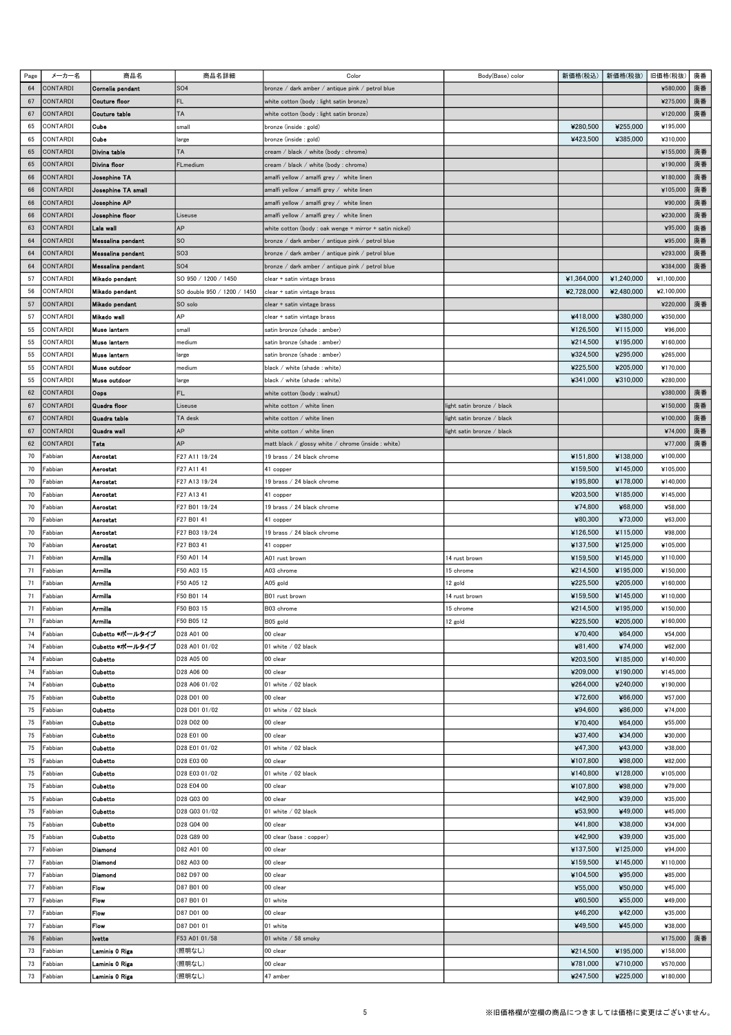| Page | メーカー名 | 商品名 | 商品名詳細 | Color | Body(Base) color | 新価格(税込) | 新価格(税抜) | 旧価格(税抜) | 廃番 |
|---|---|---|---|---|---|---|---|---|---|
| 64 | CONTARDI | Cornelia pendant | SO4 | bronze / dark amber / antique pink / petrol blue | | | | ¥580,000 | 廃番 |
| 67 | CONTARDI | Couture floor | FL | white cotton (body : light satin bronze) | | | | ¥275,000 | 廃番 |
| 67 | CONTARDI | Couture table | TA | white cotton (body : light satin bronze) | | | | ¥120,000 | 廃番 |
| 65 | CONTARDI | Cube | small | bronze (inside : gold) | | ¥280,500 | ¥255,000 | ¥195,000 | |
| 65 | CONTARDI | Cube | large | bronze (inside : gold) | | ¥423,500 | ¥385,000 | ¥310,000 | |
| 65 | CONTARDI | Divina table | TA | cream / black / white (body : chrome) | | | | ¥155,000 | 廃番 |
| 65 | CONTARDI | Divina floor | FLmedium | cream / black / white (body : chrome) | | | | ¥190,000 | 廃番 |
| 66 | CONTARDI | Josephine TA | | amalfi yellow / amalfi grey / white linen | | | | ¥180,000 | 廃番 |
| 66 | CONTARDI | Josephine TA small | | amalfi yellow / amalfi grey / white linen | | | | ¥105,000 | 廃番 |
| 66 | CONTARDI | Josephine AP | | amalfi yellow / amalfi grey / white linen | | | | ¥90,000 | 廃番 |
| 66 | CONTARDI | Josephine floor | Liseuse | amalfi yellow / amalfi grey / white linen | | | | ¥230,000 | 廃番 |
| 63 | CONTARDI | Lala wall | AP | white cotton (body : oak wenge + mirror + satin nickel) | | | | ¥95,000 | 廃番 |
| 64 | CONTARDI | Messalina pendant | SO | bronze / dark amber / antique pink / petrol blue | | | | ¥95,000 | 廃番 |
| 64 | CONTARDI | Messalina pendant | SO3 | bronze / dark amber / antique pink / petrol blue | | | | ¥293,000 | 廃番 |
| 64 | CONTARDI | Messalina pendant | SO4 | bronze / dark amber / antique pink / petrol blue | | | | ¥384,000 | 廃番 |
| 57 | CONTARDI | Mikado pendant | SO 950 / 1200 / 1450 | clear + satin vintage brass | | ¥1,364,000 | ¥1,240,000 | ¥1,100,000 | |
| 56 | CONTARDI | Mikado pendant | SO double 950 / 1200 / 1450 | clear + satin vintage brass | | ¥2,728,000 | ¥2,480,000 | ¥2,100,000 | |
| 57 | CONTARDI | Mikado pendant | SO solo | clear + satin vintage brass | | | | ¥220,000 | 廃番 |
| 57 | CONTARDI | Mikado wall | AP | clear + satin vintage brass | | ¥418,000 | ¥380,000 | ¥350,000 | |
| 55 | CONTARDI | Muse lantern | small | satin bronze (shade : amber) | | ¥126,500 | ¥115,000 | ¥96,000 | |
| 55 | CONTARDI | Muse lantern | medium | satin bronze (shade : amber) | | ¥214,500 | ¥195,000 | ¥160,000 | |
| 55 | CONTARDI | Muse lantern | large | satin bronze (shade : amber) | | ¥324,500 | ¥295,000 | ¥265,000 | |
| 55 | CONTARDI | Muse outdoor | medium | black / white (shade : white) | | ¥225,500 | ¥205,000 | ¥170,000 | |
| 55 | CONTARDI | Muse outdoor | large | black / white (shade : white) | | ¥341,000 | ¥310,000 | ¥280,000 | |
| 62 | CONTARDI | Oops | FL | white cotton (body : walnut) | | | | ¥380,000 | 廃番 |
| 67 | CONTARDI | Quadra floor | Liseuse | white cotton / white linen | light satin bronze / black | | | ¥150,000 | 廃番 |
| 67 | CONTARDI | Quadra table | TA desk | white cotton / white linen | light satin bronze / black | | | ¥100,000 | 廃番 |
| 67 | CONTARDI | Quadra wall | AP | white cotton / white linen | light satin bronze / black | | | ¥74,000 | 廃番 |
| 62 | CONTARDI | Tata | AP | matt black / glossy white / chrome (inside : white) | | | | ¥77,000 | 廃番 |
| 70 | Fabbian | Aerostat | F27 A11 19/24 | 19 brass / 24 black chrome | | ¥151,800 | ¥138,000 | ¥100,000 | |
| 70 | Fabbian | Aerostat | F27 A11 41 | 41 copper | | ¥159,500 | ¥145,000 | ¥105,000 | |
| 70 | Fabbian | Aerostat | F27 A13 19/24 | 19 brass / 24 black chrome | | ¥195,800 | ¥178,000 | ¥140,000 | |
| 70 | Fabbian | Aerostat | F27 A13 41 | 41 copper | | ¥203,500 | ¥185,000 | ¥145,000 | |
| 70 | Fabbian | Aerostat | F27 B01 19/24 | 19 brass / 24 black chrome | | ¥74,800 | ¥68,000 | ¥58,000 | |
| 70 | Fabbian | Aerostat | F27 B01 41 | 41 copper | | ¥80,300 | ¥73,000 | ¥63,000 | |
| 70 | Fabbian | Aerostat | F27 B03 19/24 | 19 brass / 24 black chrome | | ¥126,500 | ¥115,000 | ¥98,000 | |
| 70 | Fabbian | Aerostat | F27 B03 41 | 41 copper | | ¥137,500 | ¥125,000 | ¥105,000 | |
| 71 | Fabbian | Armilla | F50 A01 14 | A01 rust brown | 14 rust brown | ¥159,500 | ¥145,000 | ¥110,000 | |
| 71 | Fabbian | Armilla | F50 A03 15 | A03 chrome | 15 chrome | ¥214,500 | ¥195,000 | ¥150,000 | |
| 71 | Fabbian | Armilla | F50 A05 12 | A05 gold | 12 gold | ¥225,500 | ¥205,000 | ¥160,000 | |
| 71 | Fabbian | Armilla | F50 B01 14 | B01 rust brown | 14 rust brown | ¥159,500 | ¥145,000 | ¥110,000 | |
| 71 | Fabbian | Armilla | F50 B03 15 | B03 chrome | 15 chrome | ¥214,500 | ¥195,000 | ¥150,000 | |
| 71 | Fabbian | Armilla | F50 B05 12 | B05 gold | 12 gold | ¥225,500 | ¥205,000 | ¥160,000 | |
| 74 | Fabbian | Cubetto *ポールタイプ | D28 A01 00 | 00 clear | | ¥70,400 | ¥64,000 | ¥54,000 | |
| 74 | Fabbian | Cubetto *ポールタイプ | D28 A01 01/02 | 01 white / 02 black | | ¥81,400 | ¥74,000 | ¥62,000 | |
| 74 | Fabbian | Cubetto | D28 A05 00 | 00 clear | | ¥203,500 | ¥185,000 | ¥140,000 | |
| 74 | Fabbian | Cubetto | D28 A06 00 | 00 clear | | ¥209,000 | ¥190,000 | ¥145,000 | |
| 74 | Fabbian | Cubetto | D28 A06 01/02 | 01 white / 02 black | | ¥264,000 | ¥240,000 | ¥190,000 | |
| 75 | Fabbian | Cubetto | D28 D01 00 | 00 clear | | ¥72,600 | ¥66,000 | ¥57,000 | |
| 75 | Fabbian | Cubetto | D28 D01 01/02 | 01 white / 02 black | | ¥94,600 | ¥86,000 | ¥74,000 | |
| 75 | Fabbian | Cubetto | D28 D02 00 | 00 clear | | ¥70,400 | ¥64,000 | ¥55,000 | |
| 75 | Fabbian | Cubetto | D28 E01 00 | 00 clear | | ¥37,400 | ¥34,000 | ¥30,000 | |
| 75 | Fabbian | Cubetto | D28 E01 01/02 | 01 white / 02 black | | ¥47,300 | ¥43,000 | ¥38,000 | |
| 75 | Fabbian | Cubetto | D28 E03 00 | 00 clear | | ¥107,800 | ¥98,000 | ¥82,000 | |
| 75 | Fabbian | Cubetto | D28 E03 01/02 | 01 white / 02 black | | ¥140,800 | ¥128,000 | ¥105,000 | |
| 75 | Fabbian | Cubetto | D28 E04 00 | 00 clear | | ¥107,800 | ¥98,000 | ¥79,000 | |
| 75 | Fabbian | Cubetto | D28 G03 00 | 00 clear | | ¥42,900 | ¥39,000 | ¥35,000 | |
| 75 | Fabbian | Cubetto | D28 G03 01/02 | 01 white / 02 black | | ¥53,900 | ¥49,000 | ¥45,000 | |
| 75 | Fabbian | Cubetto | D28 G04 00 | 00 clear | | ¥41,800 | ¥38,000 | ¥34,000 | |
| 75 | Fabbian | Cubetto | D28 G89 00 | 00 clear (base : copper) | | ¥42,900 | ¥39,000 | ¥35,000 | |
| 77 | Fabbian | Diamond | D82 A01 00 | 00 clear | | ¥137,500 | ¥125,000 | ¥94,000 | |
| 77 | Fabbian | Diamond | D82 A03 00 | 00 clear | | ¥159,500 | ¥145,000 | ¥110,000 | |
| 77 | Fabbian | Diamond | D82 D97 00 | 00 clear | | ¥104,500 | ¥95,000 | ¥85,000 | |
| 77 | Fabbian | Flow | D87 B01 00 | 00 clear | | ¥55,000 | ¥50,000 | ¥45,000 | |
| 77 | Fabbian | Flow | D87 B01 01 | 01 white | | ¥60,500 | ¥55,000 | ¥49,000 | |
| 77 | Fabbian | Flow | D87 D01 00 | 00 clear | | ¥46,200 | ¥42,000 | ¥35,000 | |
| 77 | Fabbian | Flow | D87 D01 01 | 01 white | | ¥49,500 | ¥45,000 | ¥38,000 | |
| 76 | Fabbian | Ivette | F53 A01 01/58 | 01 white / 58 smoky | | | | ¥175,000 | 廃番 |
| 73 | Fabbian | Laminis 0 Riga | (照明なし) | 00 clear | | ¥214,500 | ¥195,000 | ¥158,000 | |
| 73 | Fabbian | Laminis 0 Riga | (照明なし) | 00 clear | | ¥781,000 | ¥710,000 | ¥570,000 | |
| 73 | Fabbian | Laminis 0 Riga | (照明なし) | 47 amber | | ¥247,500 | ¥225,000 | ¥180,000 | |

※旧価格欄が空欄の商品につきましては価格に変更はございません。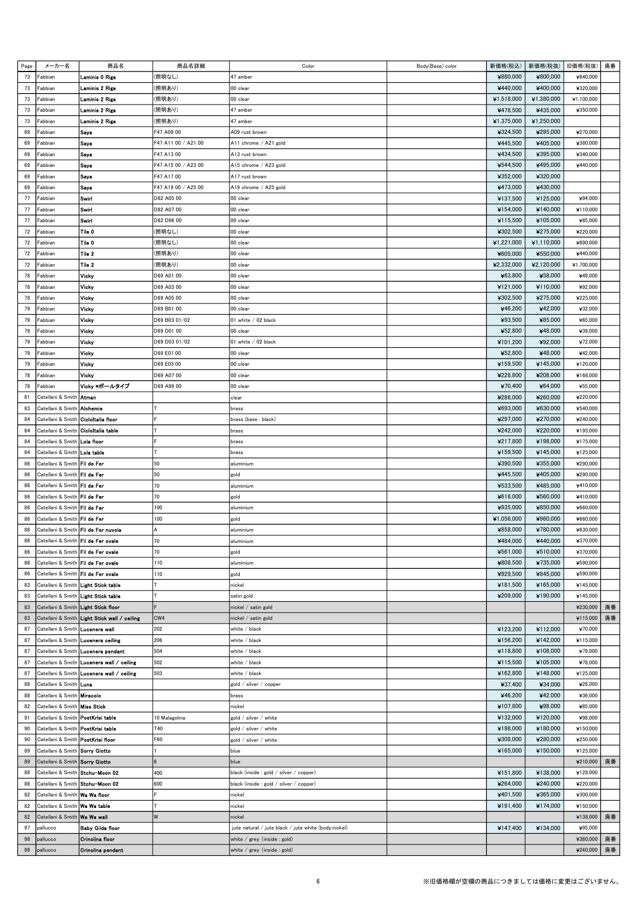| Page | メーカー名 | 商品名 | 商品名詳細 | Color | Body(Base) color | 新価格(税込) | 新価格(税抜) | 旧価格(税抜) | 廃番 |
|---|---|---|---|---|---|---|---|---|---|
| 73 | Fabbian | Laminis 0 Riga | (照明なし) | 47 amber | | ¥880,000 | ¥800,000 | ¥640,000 | |
| 73 | Fabbian | Laminis 2 Riga | (照明あり) | 00 clear | | ¥440,000 | ¥400,000 | ¥320,000 | |
| 73 | Fabbian | Laminis 2 Riga | (照明あり) | 00 clear | | ¥1,518,000 | ¥1,380,000 | ¥1,100,000 | |
| 73 | Fabbian | Laminis 2 Riga | (照明あり) | 47 amber | | ¥478,500 | ¥435,000 | ¥350,000 | |
| 73 | Fabbian | Laminis 2 Riga | (照明あり) | 47 amber | | ¥1,375,000 | ¥1,250,000 | | |
| 69 | Fabbian | Saya | F47 A09 00 | A09 rust brown | | ¥324,500 | ¥295,000 | ¥270,000 | |
| 69 | Fabbian | Saya | F47 A11 00 / A21 00 | A11 chrome / A21 gold | | ¥445,500 | ¥405,000 | ¥380,000 | |
| 69 | Fabbian | Saya | F47 A13 00 | A13 rust brown | | ¥434,500 | ¥395,000 | ¥340,000 | |
| 69 | Fabbian | Saya | F47 A15 00 / A23 00 | A15 chrome / A23 gold | | ¥544,500 | ¥495,000 | ¥440,000 | |
| 69 | Fabbian | Saya | F47 A17 00 | A17 rust brown | | ¥352,000 | ¥320,000 | | |
| 69 | Fabbian | Saya | F47 A19 00 / A25 00 | A19 chrome / A25 gold | | ¥473,000 | ¥430,000 | | |
| 77 | Fabbian | Swirl | D82 A05 00 | 00 clear | | ¥137,500 | ¥125,000 | ¥94,000 | |
| 77 | Fabbian | Swirl | D82 A07 00 | 00 clear | | ¥154,000 | ¥140,000 | ¥110,000 | |
| 77 | Fabbian | Swirl | D82 D96 00 | 00 clear | | ¥115,500 | ¥105,000 | ¥85,000 | |
| 72 | Fabbian | Tile 0 | (照明なし) | 00 clear | | ¥302,500 | ¥275,000 | ¥220,000 | |
| 72 | Fabbian | Tile 0 | (照明なし) | 00 clear | | ¥1,221,000 | ¥1,110,000 | ¥890,000 | |
| 72 | Fabbian | Tile 2 | (照明あり) | 00 clear | | ¥605,000 | ¥550,000 | ¥440,000 | |
| 72 | Fabbian | Tile 2 | (照明あり) | 00 clear | | ¥2,332,000 | ¥2,120,000 | ¥1,700,000 | |
| 78 | Fabbian | Vicky | D69 A01 00 | 00 clear | | ¥63,800 | ¥58,000 | ¥49,000 | |
| 78 | Fabbian | Vicky | D69 A03 00 | 00 clear | | ¥121,000 | ¥110,000 | ¥92,000 | |
| 78 | Fabbian | Vicky | D69 A05 00 | 00 clear | | ¥302,500 | ¥275,000 | ¥225,000 | |
| 79 | Fabbian | Vicky | D69 B01 00 | 00 clear | | ¥46,200 | ¥42,000 | ¥32,000 | |
| 79 | Fabbian | Vicky | D69 B03 01/02 | 01 white / 02 black | | ¥93,500 | ¥85,000 | ¥65,000 | |
| 79 | Fabbian | Vicky | D69 D01 00 | 00 clear | | ¥52,800 | ¥48,000 | ¥39,000 | |
| 79 | Fabbian | Vicky | D69 D03 01/02 | 01 white / 02 black | | ¥101,200 | ¥92,000 | ¥72,000 | |
| 79 | Fabbian | Vicky | D69 E01 00 | 00 clear | | ¥52,800 | ¥48,000 | ¥42,000 | |
| 79 | Fabbian | Vicky | D69 E03 00 | 00 clear | | ¥159,500 | ¥145,000 | ¥120,000 | |
| 78 | Fabbian | Vicky | D69 A07 00 | 00 clear | | ¥228,800 | ¥208,000 | ¥168,000 | |
| 78 | Fabbian | Vicky *ポールタイプ | D69 A99 00 | 00 clear | | ¥70,400 | ¥64,000 | ¥55,000 | |
| 81 | Catellani & Smith | Atman | | clear | | ¥286,000 | ¥260,000 | ¥220,000 | |
| 83 | Catellani & Smith | Alchemie | T | brass | | ¥693,000 | ¥630,000 | ¥540,000 | |
| 84 | Catellani & Smith | CicloItalia floor | F | brass (base : black) | | ¥297,000 | ¥270,000 | ¥240,000 | |
| 84 | Catellani & Smith | CicloItalia table | T | brass | | ¥242,000 | ¥220,000 | ¥195,000 | |
| 84 | Catellani & Smith | Lola floor | F | brass | | ¥217,800 | ¥198,000 | ¥175,000 | |
| 84 | Catellani & Smith | Lola table | T | brass | | ¥159,500 | ¥145,000 | ¥125,000 | |
| 86 | Catellani & Smith | Fil de Fer | 50 | aluminium | | ¥390,500 | ¥355,000 | ¥290,000 | |
| 86 | Catellani & Smith | Fil de Fer | 50 | gold | | ¥445,500 | ¥405,000 | ¥290,000 | |
| 86 | Catellani & Smith | Fil de Fer | 70 | aluminium | | ¥533,500 | ¥485,000 | ¥410,000 | |
| 86 | Catellani & Smith | Fil de Fer | 70 | gold | | ¥616,000 | ¥560,000 | ¥410,000 | |
| 86 | Catellani & Smith | Fil de Fer | 100 | aluminium | | ¥935,000 | ¥850,000 | ¥660,000 | |
| 86 | Catellani & Smith | Fil de Fer | 100 | gold | | ¥1,056,000 | ¥960,000 | ¥660,000 | |
| 86 | Catellani & Smith | Fil de Fer nuvola | A | aluminium | | ¥858,000 | ¥780,000 | ¥630,000 | |
| 86 | Catellani & Smith | Fil de Fer ovale | 70 | aluminium | | ¥484,000 | ¥440,000 | ¥370,000 | |
| 86 | Catellani & Smith | Fil de Fer ovale | 70 | gold | | ¥561,000 | ¥510,000 | ¥370,000 | |
| 86 | Catellani & Smith | Fil de Fer ovale | 110 | aluminium | | ¥808,500 | ¥735,000 | ¥590,000 | |
| 86 | Catellani & Smith | Fil de Fer ovale | 110 | gold | | ¥929,500 | ¥845,000 | ¥590,000 | |
| 83 | Catellani & Smith | Light Stick table | T | nickel | | ¥181,500 | ¥165,000 | ¥145,000 | |
| 83 | Catellani & Smith | Light Stick table | T | satin gold | | ¥209,000 | ¥190,000 | ¥145,000 | |
| 83 | Catellani & Smith | Light Stick floor | F | nickel / satin gold | | | | ¥230,000 | 廃番 |
| 83 | Catellani & Smith | Light Stick wall / ceiling | CW4 | nickel / satin gold | | | | ¥115,000 | 廃番 |
| 87 | Catellani & Smith | Lucenera wall | 202 | white / black | | ¥123,200 | ¥112,000 | ¥70,000 | |
| 87 | Catellani & Smith | Lucenera ceiling | 206 | white / black | | ¥156,200 | ¥142,000 | ¥115,000 | |
| 87 | Catellani & Smith | Lucenera pendant | 504 | white / black | | ¥118,800 | ¥108,000 | ¥79,000 | |
| 87 | Catellani & Smith | Lucenera wall / ceiling | 502 | white / black | | ¥115,500 | ¥105,000 | ¥78,000 | |
| 87 | Catellani & Smith | Lucenera wall / ceiling | 503 | white / black | | ¥162,800 | ¥148,000 | ¥125,000 | |
| 88 | Catellani & Smith | Luna | | gold / silver / copper | | ¥37,400 | ¥34,000 | ¥28,000 | |
| 88 | Catellani & Smith | Miracolo | | brass | | ¥46,200 | ¥42,000 | ¥36,000 | |
| 82 | Catellani & Smith | Miss Stick | | nickel | | ¥107,800 | ¥98,000 | ¥85,000 | |
| 91 | Catellani & Smith | PostKrisi table | 10 Malagolina | gold / silver / white | | ¥132,000 | ¥120,000 | ¥98,000 | |
| 90 | Catellani & Smith | PostKrisi table | T40 | gold / silver / white | | ¥198,000 | ¥180,000 | ¥150,000 | |
| 90 | Catellani & Smith | PostKrisi floor | F60 | gold / silver / white | | ¥308,000 | ¥280,000 | ¥250,000 | |
| 89 | Catellani & Smith | Sorry Giotto | 1 | blue | | ¥165,000 | ¥150,000 | ¥125,000 | |
| 89 | Catellani & Smith | Sorry Giotto | 6 | blue | | | | ¥210,000 | 廃番 |
| 88 | Catellani & Smith | Stchu-Moon 02 | 400 | black (inside : gold / silver / copper) | | ¥151,800 | ¥138,000 | ¥128,000 | |
| 88 | Catellani & Smith | Stchu-Moon 02 | 600 | black (inside : gold / silver / copper) | | ¥264,000 | ¥240,000 | ¥220,000 | |
| 82 | Catellani & Smith | Wa Wa floor | F | nickel | | ¥401,500 | ¥365,000 | ¥300,000 | |
| 82 | Catellani & Smith | Wa Wa table | T | nickel | | ¥191,400 | ¥174,000 | ¥150,000 | |
| 82 | Catellani & Smith | Wa Wa wall | W | nickel | | | | ¥138,000 | 廃番 |
| 97 | pallucco | Baby Gilda floor | | jute natural / jute black / jute white (body:nickel) | | ¥147,400 | ¥134,000 | ¥95,000 | |
| 98 | pallucco | Crinolina floor | | white / grey (inside : gold) | | | | ¥380,000 | 廃番 |
| 98 | pallucco | Crinolina pendant | | white / grey (inside : gold) | | | | ¥240,000 | 廃番 |

※旧価格欄が空欄の商品につきましては価格に変更はございません。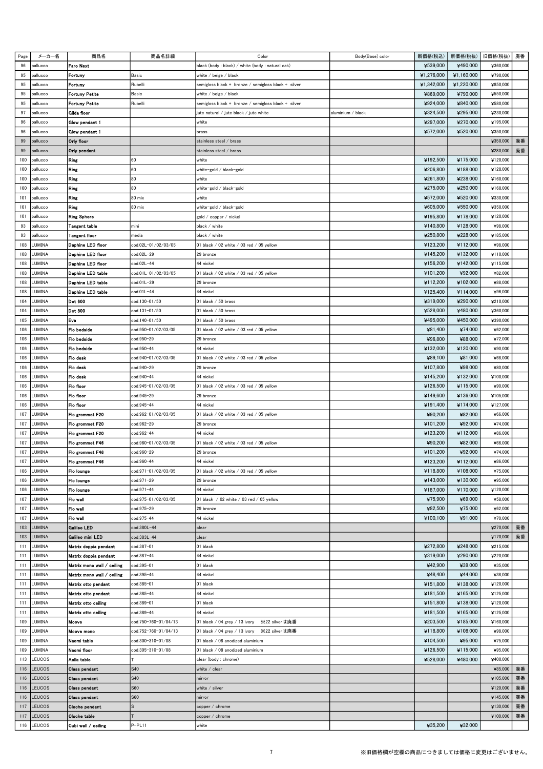| Page | メーカー名 | 商品名 | 商品名詳細 | Color | Body(Base) color | 新価格(税込) | 新価格(税抜) | 旧価格(税抜) | 廃番 |
|---|---|---|---|---|---|---|---|---|---|
| 96 | pallucco | Faro Next | | black (body : black) / white (body : natural oak) | | ¥539,000 | ¥490,000 | ¥360,000 | |
| 95 | pallucco | Fortuny | Basic | white / beige / black | | ¥1,276,000 | ¥1,160,000 | ¥790,000 | |
| 95 | pallucco | Fortuny | Rubelli | semigloss black + bronze / semigloss black + silver | | ¥1,342,000 | ¥1,220,000 | ¥850,000 | |
| 95 | pallucco | Fortuny Petite | Basic | white / beige / black | | ¥869,000 | ¥790,000 | ¥550,000 | |
| 95 | pallucco | Fortuny Petite | Rubelli | semigloss black + bronze / semigloss black + silver | | ¥924,000 | ¥840,000 | ¥580,000 | |
| 97 | pallucco | Gilda floor | | jute natural / jute black / jute white | aluminium / black | ¥324,500 | ¥295,000 | ¥230,000 | |
| 96 | pallucco | Glow pendant 1 | | white | | ¥297,000 | ¥270,000 | ¥195,000 | |
| 96 | pallucco | Glow pendant 1 | | brass | | ¥572,000 | ¥520,000 | ¥350,000 | |
| 99 | pallucco | Orly floor | | stainless steel / brass | | | | ¥350,000 | 廃番 |
| 99 | pallucco | Orly pendant | | stainless steel / brass | | | | ¥280,000 | 廃番 |
| 100 | pallucco | Ring | 60 | white | | ¥192,500 | ¥175,000 | ¥120,000 | |
| 100 | pallucco | Ring | 60 | white-gold / black-gold | | ¥206,800 | ¥188,000 | ¥128,000 | |
| 100 | pallucco | Ring | 80 | white | | ¥261,800 | ¥238,000 | ¥160,000 | |
| 100 | pallucco | Ring | 80 | white-gold / black-gold | | ¥275,000 | ¥250,000 | ¥168,000 | |
| 101 | pallucco | Ring | 80 mix | white | | ¥572,000 | ¥520,000 | ¥330,000 | |
| 101 | pallucco | Ring | 80 mix | white-gold / black-gold | | ¥605,000 | ¥550,000 | ¥350,000 | |
| 101 | pallucco | Ring Sphere | | gold / copper / nickel | | ¥195,800 | ¥178,000 | ¥120,000 | |
| 93 | pallucco | Tangent table | mini | black / white | | ¥140,800 | ¥128,000 | ¥98,000 | |
| 93 | pallucco | Tangent floor | media | black / white | | ¥250,800 | ¥228,000 | ¥185,000 | |
| 108 | LUMINA | Daphine LED floor | cod.02L-01/02/03/05 | 01 black / 02 white / 03 red / 05 yellow | | ¥123,200 | ¥112,000 | ¥98,000 | |
| 108 | LUMINA | Daphine LED floor | cod.02L-29 | 29 bronze | | ¥145,200 | ¥132,000 | ¥110,000 | |
| 108 | LUMINA | Daphine LED floor | cod.02L-44 | 44 nickel | | ¥156,200 | ¥142,000 | ¥115,000 | |
| 108 | LUMINA | Daphine LED table | cod.01L-01/02/03/05 | 01 black / 02 white / 03 red / 05 yellow | | ¥101,200 | ¥92,000 | ¥82,000 | |
| 108 | LUMINA | Daphine LED table | cod.01L-29 | 29 bronze | | ¥112,200 | ¥102,000 | ¥88,000 | |
| 108 | LUMINA | Daphine LED table | cod.01L-44 | 44 nickel | | ¥125,400 | ¥114,000 | ¥96,000 | |
| 104 | LUMINA | Dot 600 | cod.130-01/50 | 01 black / 50 brass | | ¥319,000 | ¥290,000 | ¥210,000 | |
| 104 | LUMINA | Dot 800 | cod.131-01/50 | 01 black / 50 brass | | ¥528,000 | ¥480,000 | ¥360,000 | |
| 105 | LUMINA | Eva | cod.140-01/50 | 01 black / 50 brass | | ¥495,000 | ¥450,000 | ¥390,000 | |
| 106 | LUMINA | Flo bedside | cod.950-01/02/03/05 | 01 black / 02 white / 03 red / 05 yellow | | ¥81,400 | ¥74,000 | ¥62,000 | |
| 106 | LUMINA | Flo bedside | cod.950-29 | 29 bronze | | ¥96,800 | ¥88,000 | ¥72,000 | |
| 106 | LUMINA | Flo bedside | cod.950-44 | 44 nickel | | ¥132,000 | ¥120,000 | ¥90,000 | |
| 106 | LUMINA | Flo desk | cod.940-01/02/03/05 | 01 black / 02 white / 03 red / 05 yellow | | ¥89,100 | ¥81,000 | ¥68,000 | |
| 106 | LUMINA | Flo desk | cod.940-29 | 29 bronze | | ¥107,800 | ¥98,000 | ¥80,000 | |
| 106 | LUMINA | Flo desk | cod.940-44 | 44 nickel | | ¥145,200 | ¥132,000 | ¥100,000 | |
| 106 | LUMINA | Flo floor | cod.945-01/02/03/05 | 01 black / 02 white / 03 red / 05 yellow | | ¥126,500 | ¥115,000 | ¥90,000 | |
| 106 | LUMINA | Flo floor | cod.945-29 | 29 bronze | | ¥149,600 | ¥136,000 | ¥105,000 | |
| 106 | LUMINA | Flo floor | cod.945-44 | 44 nickel | | ¥191,400 | ¥174,000 | ¥127,000 | |
| 107 | LUMINA | Flo grommet F20 | cod.962-01/02/03/05 | 01 black / 02 white / 03 red / 05 yellow | | ¥90,200 | ¥82,000 | ¥66,000 | |
| 107 | LUMINA | Flo grommet F20 | cod.962-29 | 29 bronze | | ¥101,200 | ¥92,000 | ¥74,000 | |
| 107 | LUMINA | Flo grommet F20 | cod.962-44 | 44 nickel | | ¥123,200 | ¥112,000 | ¥86,000 | |
| 107 | LUMINA | Flo grommet F46 | cod.960-01/02/03/05 | 01 black / 02 white / 03 red / 05 yellow | | ¥90,200 | ¥82,000 | ¥66,000 | |
| 107 | LUMINA | Flo grommet F46 | cod.960-29 | 29 bronze | | ¥101,200 | ¥92,000 | ¥74,000 | |
| 107 | LUMINA | Flo grommet F46 | cod.960-44 | 44 nickel | | ¥123,200 | ¥112,000 | ¥86,000 | |
| 106 | LUMINA | Flo lounge | cod.971-01/02/03/05 | 01 black / 02 white / 03 red / 05 yellow | | ¥118,800 | ¥108,000 | ¥75,000 | |
| 106 | LUMINA | Flo lounge | cod.971-29 | 29 bronze | | ¥143,000 | ¥130,000 | ¥95,000 | |
| 106 | LUMINA | Flo lounge | cod.971-44 | 44 nickel | | ¥187,000 | ¥170,000 | ¥120,000 | |
| 107 | LUMINA | Flo wall | cod.975-01/02/03/05 | 01 black / 02 white / 03 red / 05 yellow | | ¥75,900 | ¥69,000 | ¥58,000 | |
| 107 | LUMINA | Flo wall | cod.975-29 | 29 bronze | | ¥82,500 | ¥75,000 | ¥62,000 | |
| 107 | LUMINA | Flo wall | cod.975-44 | 44 nickel | | ¥100,100 | ¥91,000 | ¥70,000 | |
| 103 | LUMINA | Galileo LED | cod.380L-44 | clear | | | | ¥270,000 | 廃番 |
| 103 | LUMINA | Galileo mini LED | cod.383L-44 | clear | | | | ¥170,000 | 廃番 |
| 111 | LUMINA | Matrix doppia pendant | cod.387-01 | 01 black | | ¥272,800 | ¥248,000 | ¥215,000 | |
| 111 | LUMINA | Matrix doppia pendant | cod.387-44 | 44 nickel | | ¥319,000 | ¥290,000 | ¥220,000 | |
| 111 | LUMINA | Matrix mono wall / ceiling | cod.395-01 | 01 black | | ¥42,900 | ¥39,000 | ¥35,000 | |
| 111 | LUMINA | Matrix mono wall / ceiling | cod.395-44 | 44 nickel | | ¥48,400 | ¥44,000 | ¥38,000 | |
| 111 | LUMINA | Matrix otto pendant | cod.385-01 | 01 black | | ¥151,800 | ¥138,000 | ¥120,000 | |
| 111 | LUMINA | Matrix otto pendant | cod.385-44 | 44 nickel | | ¥181,500 | ¥165,000 | ¥125,000 | |
| 111 | LUMINA | Matrix otto ceiling | cod.389-01 | 01 black | | ¥151,800 | ¥138,000 | ¥120,000 | |
| 111 | LUMINA | Matrix otto ceiling | cod.389-44 | 44 nickel | | ¥181,500 | ¥165,000 | ¥125,000 | |
| 109 | LUMINA | Moove | cod.750-760-01/04/13 | 01 black / 04 grey / 13 ivory ※22 silverは廃番 | | ¥203,500 | ¥185,000 | ¥160,000 | |
| 109 | LUMINA | Moove mono | cod.752-760-01/04/13 | 01 black / 04 grey / 13 ivory ※22 silverは廃番 | | ¥118,800 | ¥108,000 | ¥98,000 | |
| 109 | LUMINA | Naomi table | cod.300-310-01/08 | 01 black / 08 anodized aluminium | | ¥104,500 | ¥95,000 | ¥75,000 | |
| 109 | LUMINA | Naomi floor | cod.305-310-01/08 | 01 black / 08 anodized aluminium | | ¥126,500 | ¥115,000 | ¥95,000 | |
| 113 | LEUCOS | Aella table | T | clear (body : chrome) | | ¥528,000 | ¥480,000 | ¥400,000 | |
| 116 | LEUCOS | Class pendant | S40 | white / clear | | | | ¥85,000 | 廃番 |
| 116 | LEUCOS | Class pendant | S40 | mirror | | | | ¥105,000 | 廃番 |
| 116 | LEUCOS | Class pendant | S60 | white / silver | | | | ¥120,000 | 廃番 |
| 116 | LEUCOS | Class pendant | S60 | mirror | | | | ¥145,000 | 廃番 |
| 117 | LEUCOS | Cloche pendant | S | copper / chrome | | | | ¥130,000 | 廃番 |
| 117 | LEUCOS | Cloche table | T | copper / chrome | | | | ¥100,000 | 廃番 |
| 116 | LEUCOS | Cubi wall / ceiling | P-PL11 | white | | ¥35,200 | ¥32,000 | | |

※旧価格欄が空欄の商品につきましては価格に変更はございません。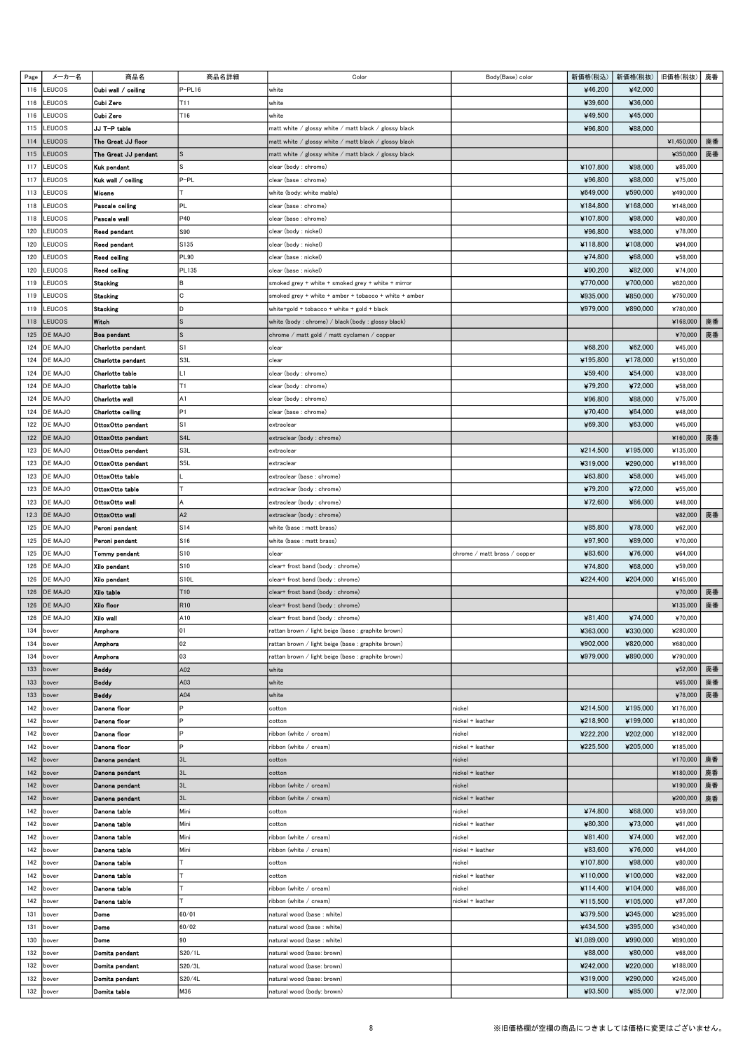| Page | メーカー名 | 商品名 | 商品名詳細 | Color | Body(Base) color | 新価格(税込) | 新価格(税抜) | 旧価格(税抜) | 廃番 |
|---|---|---|---|---|---|---|---|---|---|
| 116 | LEUCOS | Cubi wall / ceiling | P-PL16 | white | | ¥46,200 | ¥42,000 | | |
| 116 | LEUCOS | Cubi Zero | T11 | white | | ¥39,600 | ¥36,000 | | |
| 116 | LEUCOS | Cubi Zero | T16 | white | | ¥49,500 | ¥45,000 | | |
| 115 | LEUCOS | JJ T-P table | | matt white / glossy white / matt black / glossy black | | ¥96,800 | ¥88,000 | | |
| 114 | LEUCOS | The Great JJ floor | | matt white / glossy white / matt black / glossy black | | | | ¥1,450,000 | 廃番 |
| 115 | LEUCOS | The Great JJ pendant | S | matt white / glossy white / matt black / glossy black | | | | ¥350,000 | 廃番 |
| 117 | LEUCOS | Kuk pendant | S | clear (body : chrome) | | ¥107,800 | ¥98,000 | ¥85,000 | |
| 117 | LEUCOS | Kuk wall / ceiling | P-PL | clear (base : chrome) | | ¥96,800 | ¥88,000 | ¥75,000 | |
| 113 | LEUCOS | Micene | T | white (body: white mable) | | ¥649,000 | ¥590,000 | ¥490,000 | |
| 118 | LEUCOS | Pascale ceiling | PL | clear (base : chrome) | | ¥184,800 | ¥168,000 | ¥148,000 | |
| 118 | LEUCOS | Pascale wall | P40 | clear (base : chrome) | | ¥107,800 | ¥98,000 | ¥80,000 | |
| 120 | LEUCOS | Reed pendant | S90 | clear (body : nickel) | | ¥96,800 | ¥88,000 | ¥78,000 | |
| 120 | LEUCOS | Reed pendant | S135 | clear (body : nickel) | | ¥118,800 | ¥108,000 | ¥94,000 | |
| 120 | LEUCOS | Reed ceiling | PL90 | clear (base : nickel) | | ¥74,800 | ¥68,000 | ¥58,000 | |
| 120 | LEUCOS | Reed ceiling | PL135 | clear (base : nickel) | | ¥90,200 | ¥82,000 | ¥74,000 | |
| 119 | LEUCOS | Stacking | B | smoked grey + white + smoked grey + white + mirror | | ¥770,000 | ¥700,000 | ¥620,000 | |
| 119 | LEUCOS | Stacking | C | smoked grey + white + amber + tobacco + white + amber | | ¥935,000 | ¥850,000 | ¥750,000 | |
| 119 | LEUCOS | Stacking | D | white+gold + tobacco + white + gold + black | | ¥979,000 | ¥890,000 | ¥780,000 | |
| 118 | LEUCOS | Witch | S | white (body : chrome) / black(body : glossy black) | | | | ¥168,000 | 廃番 |
| 125 | DE MAJO | Boa pendant | S | chrome / matt gold / matt cyclamen / copper | | | | ¥70,000 | 廃番 |
| 124 | DE MAJO | Charlotte pendant | S1 | clear | | ¥68,200 | ¥62,000 | ¥45,000 | |
| 124 | DE MAJO | Charlotte pendant | S3L | clear | | ¥195,800 | ¥178,000 | ¥150,000 | |
| 124 | DE MAJO | Charlotte table | L1 | clear (body : chrome) | | ¥59,400 | ¥54,000 | ¥38,000 | |
| 124 | DE MAJO | Charlotte table | T1 | clear (body : chrome) | | ¥79,200 | ¥72,000 | ¥58,000 | |
| 124 | DE MAJO | Charlotte wall | A1 | clear (body : chrome) | | ¥96,800 | ¥88,000 | ¥75,000 | |
| 124 | DE MAJO | Charlotte ceiling | P1 | clear (base : chrome) | | ¥70,400 | ¥64,000 | ¥48,000 | |
| 122 | DE MAJO | OttoxOtto pendant | S1 | extraclear | | ¥69,300 | ¥63,000 | ¥45,000 | |
| 122 | DE MAJO | OttoxOtto pendant | S4L | extraclear (body : chrome) | | | | ¥160,000 | 廃番 |
| 123 | DE MAJO | OttoxOtto pendant | S3L | extraclear | | ¥214,500 | ¥195,000 | ¥135,000 | |
| 123 | DE MAJO | OttoxOtto pendant | S5L | extraclear | | ¥319,000 | ¥290,000 | ¥198,000 | |
| 123 | DE MAJO | OttoxOtto table | L | extraclear (base : chrome) | | ¥63,800 | ¥58,000 | ¥45,000 | |
| 123 | DE MAJO | OttoxOtto table | T | extraclear (body : chrome) | | ¥79,200 | ¥72,000 | ¥55,000 | |
| 123 | DE MAJO | OttoxOtto wall | A | extraclear (body : chrome) | | ¥72,600 | ¥66,000 | ¥48,000 | |
| 12.3 | DE MAJO | OttoxOtto wall | A2 | extraclear (body : chrome) | | | | ¥82,000 | 廃番 |
| 125 | DE MAJO | Peroni pendant | S14 | white (base : matt brass) | | ¥85,800 | ¥78,000 | ¥62,000 | |
| 125 | DE MAJO | Peroni pendant | S16 | white (base : matt brass) | | ¥97,900 | ¥89,000 | ¥70,000 | |
| 125 | DE MAJO | Tommy pendant | S10 | clear | chrome / matt brass / copper | ¥83,600 | ¥76,000 | ¥64,000 | |
| 126 | DE MAJO | Xilo pendant | S10 | clear+ frost band (body : chrome) | | ¥74,800 | ¥68,000 | ¥59,000 | |
| 126 | DE MAJO | Xilo pendant | S10L | clear+ frost band (body : chrome) | | ¥224,400 | ¥204,000 | ¥165,000 | |
| 126 | DE MAJO | Xilo table | T10 | clear+ frost band (body : chrome) | | | | ¥70,000 | 廃番 |
| 126 | DE MAJO | Xilo floor | R10 | clear+ frost band (body : chrome) | | | | ¥135,000 | 廃番 |
| 126 | DE MAJO | Xilo wall | A10 | clear+ frost band (body : chrome) | | ¥81,400 | ¥74,000 | ¥70,000 | |
| 134 | bover | Amphora | 01 | rattan brown / light beige (base : graphite brown) | | ¥363,000 | ¥330,000 | ¥280,000 | |
| 134 | bover | Amphora | 02 | rattan brown / light beige (base : graphite brown) | | ¥902,000 | ¥820,000 | ¥680,000 | |
| 134 | bover | Amphora | 03 | rattan brown / light beige (base : graphite brown) | | ¥979,000 | ¥890,000 | ¥790,000 | |
| 133 | bover | Beddy | A02 | white | | | | ¥52,000 | 廃番 |
| 133 | bover | Beddy | A03 | white | | | | ¥65,000 | 廃番 |
| 133 | bover | Beddy | A04 | white | | | | ¥78,000 | 廃番 |
| 142 | bover | Danona floor | P | cotton | nickel | ¥214,500 | ¥195,000 | ¥176,000 | |
| 142 | bover | Danona floor | P | cotton | nickel + leather | ¥218,900 | ¥199,000 | ¥180,000 | |
| 142 | bover | Danona floor | P | ribbon (white / cream) | nickel | ¥222,200 | ¥202,000 | ¥182,000 | |
| 142 | bover | Danona floor | P | ribbon (white / cream) | nickel + leather | ¥225,500 | ¥205,000 | ¥185,000 | |
| 142 | bover | Danona pendant | 3L | cotton | nickel | | | ¥170,000 | 廃番 |
| 142 | bover | Danona pendant | 3L | cotton | nickel + leather | | | ¥180,000 | 廃番 |
| 142 | bover | Danona pendant | 3L | ribbon (white / cream) | nickel | | | ¥190,000 | 廃番 |
| 142 | bover | Danona pendant | 3L | ribbon (white / cream) | nickel + leather | | | ¥200,000 | 廃番 |
| 142 | bover | Danona table | Mini | cotton | nickel | ¥74,800 | ¥68,000 | ¥59,000 | |
| 142 | bover | Danona table | Mini | cotton | nickel + leather | ¥80,300 | ¥73,000 | ¥61,000 | |
| 142 | bover | Danona table | Mini | ribbon (white / cream) | nickel | ¥81,400 | ¥74,000 | ¥62,000 | |
| 142 | bover | Danona table | Mini | ribbon (white / cream) | nickel + leather | ¥83,600 | ¥76,000 | ¥64,000 | |
| 142 | bover | Danona table | T | cotton | nickel | ¥107,800 | ¥98,000 | ¥80,000 | |
| 142 | bover | Danona table | T | cotton | nickel + leather | ¥110,000 | ¥100,000 | ¥82,000 | |
| 142 | bover | Danona table | T | ribbon (white / cream) | nickel | ¥114,400 | ¥104,000 | ¥86,000 | |
| 142 | bover | Danona table | T | ribbon (white / cream) | nickel + leather | ¥115,500 | ¥105,000 | ¥87,000 | |
| 131 | bover | Dome | 60/01 | natural wood (base : white) | | ¥379,500 | ¥345,000 | ¥295,000 | |
| 131 | bover | Dome | 60/02 | natural wood (base : white) | | ¥434,500 | ¥395,000 | ¥340,000 | |
| 130 | bover | Dome | 90 | natural wood (base : white) | | ¥1,089,000 | ¥990,000 | ¥890,000 | |
| 132 | bover | Domita pendant | S20/1L | natural wood (base: brown) | | ¥88,000 | ¥80,000 | ¥68,000 | |
| 132 | bover | Domita pendant | S20/3L | natural wood (base: brown) | | ¥242,000 | ¥220,000 | ¥188,000 | |
| 132 | bover | Domita pendant | S20/4L | natural wood (base: brown) | | ¥319,000 | ¥290,000 | ¥245,000 | |
| 132 | bover | Domita table | M36 | natural wood (body: brown) | | ¥93,500 | ¥85,000 | ¥72,000 | |

※旧価格欄が空欄の商品につきましては価格に変更はございません。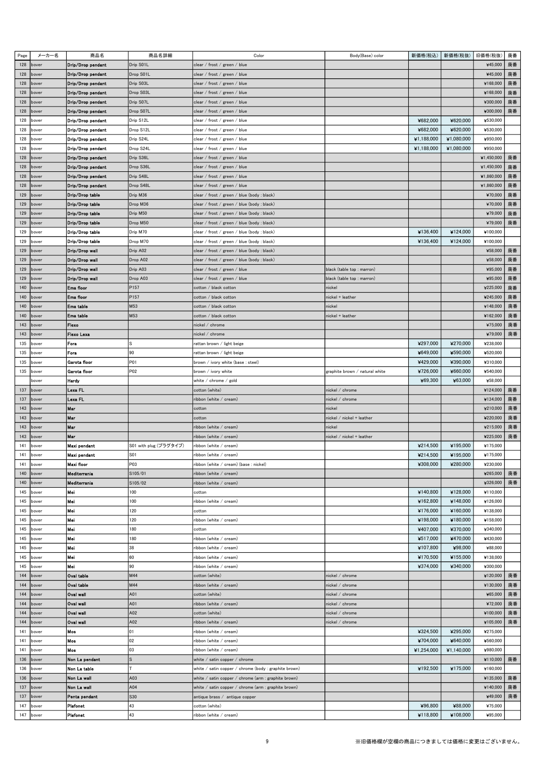| Page | メーカー名 | 商品名 | 商品名詳細 | Color | Body(Base) color | 新価格(税込) | 新価格(税抜) | 旧価格(税抜) | 廃番 |
|---|---|---|---|---|---|---|---|---|---|
| 128 | bover | Drip/Drop pendant | Drip S01L | clear / frost / green / blue | | | | ¥45,000 | 廃番 |
| 128 | bover | Drip/Drop pendant | Drop S01L | clear / frost / green / blue | | | | ¥45,000 | 廃番 |
| 128 | bover | Drip/Drop pendant | Drip S03L | clear / frost / green / blue | | | | ¥168,000 | 廃番 |
| 128 | bover | Drip/Drop pendant | Drop S03L | clear / frost / green / blue | | | | ¥168,000 | 廃番 |
| 128 | bover | Drip/Drop pendant | Drip S07L | clear / frost / green / blue | | | | ¥300,000 | 廃番 |
| 128 | bover | Drip/Drop pendant | Drop S07L | clear / frost / green / blue | | | | ¥300,000 | 廃番 |
| 128 | bover | Drip/Drop pendant | Drip S12L | clear / frost / green / blue | | ¥682,000 | ¥620,000 | ¥530,000 | |
| 128 | bover | Drip/Drop pendant | Drop S12L | clear / frost / green / blue | | ¥682,000 | ¥620,000 | ¥530,000 | |
| 128 | bover | Drip/Drop pendant | Drip S24L | clear / frost / green / blue | | ¥1,188,000 | ¥1,080,000 | ¥950,000 | |
| 128 | bover | Drip/Drop pendant | Drop S24L | clear / frost / green / blue | | ¥1,188,000 | ¥1,080,000 | ¥950,000 | |
| 128 | bover | Drip/Drop pendant | Drip S36L | clear / frost / green / blue | | | | ¥1,450,000 | 廃番 |
| 128 | bover | Drip/Drop pendant | Drop S36L | clear / frost / green / blue | | | | ¥1,450,000 | 廃番 |
| 128 | bover | Drip/Drop pendant | Drip S48L | clear / frost / green / blue | | | | ¥1,860,000 | 廃番 |
| 128 | bover | Drip/Drop pendant | Drop S48L | clear / frost / green / blue | | | | ¥1,860,000 | 廃番 |
| 129 | bover | Drip/Drop table | Drip M36 | clear / frost / green / blue (body : black) | | | | ¥70,000 | 廃番 |
| 129 | bover | Drip/Drop table | Drop M36 | clear / frost / green / blue (body : black) | | | | ¥70,000 | 廃番 |
| 129 | bover | Drip/Drop table | Drip M50 | clear / frost / green / blue (body : black) | | | | ¥79,000 | 廃番 |
| 129 | bover | Drip/Drop table | Drop M50 | clear / frost / green / blue (body : black) | | | | ¥79,000 | 廃番 |
| 129 | bover | Drip/Drop table | Drip M70 | clear / frost / green / blue (body : black) | | ¥136,400 | ¥124,000 | ¥100,000 | |
| 129 | bover | Drip/Drop table | Drop M70 | clear / frost / green / blue (body : black) | | ¥136,400 | ¥124,000 | ¥100,000 | |
| 129 | bover | Drip/Drop wall | Drip A02 | clear / frost / green / blue (body : black) | | | | ¥58,000 | 廃番 |
| 129 | bover | Drip/Drop wall | Drop A02 | clear / frost / green / blue (body : black) | | | | ¥58,000 | 廃番 |
| 129 | bover | Drip/Drop wall | Drip A03 | clear / frost / green / blue | black (table top : marron) | | | ¥95,000 | 廃番 |
| 129 | bover | Drip/Drop wall | Drop A03 | clear / frost / green / blue | black (table top : marron) | | | ¥95,000 | 廃番 |
| 140 | bover | Ema floor | P157 | cotton / black cotton | nickel | | | ¥225,000 | 廃番 |
| 140 | bover | Ema floor | P157 | cotton / black cotton | nickel + leather | | | ¥245,000 | 廃番 |
| 140 | bover | Ema table | M53 | cotton / black cotton | nickel | | | ¥148,000 | 廃番 |
| 140 | bover | Ema table | M53 | cotton / black cotton | nickel + leather | | | ¥162,000 | 廃番 |
| 143 | bover | Flexo | | nickel / chrome | | | | ¥75,000 | 廃番 |
| 143 | bover | Flexo Lexa | | nickel / chrome | | | | ¥79,000 | 廃番 |
| 135 | bover | Fora | S | rattan brown / light beige | | ¥297,000 | ¥270,000 | ¥238,000 | |
| 135 | bover | Fora | 90 | rattan brown / light beige | | ¥649,000 | ¥590,000 | ¥520,000 | |
| 135 | bover | Garota floor | P01 | brown / ivory white (base : steel) | | ¥429,000 | ¥390,000 | ¥310,000 | |
| 135 | bover | Garota floor | P02 | brown / ivory white | graphite brown / natural white | ¥726,000 | ¥660,000 | ¥540,000 | |
| | bover | Hardy | | white / chrome / gold | | ¥69,300 | ¥63,000 | ¥58,000 | |
| 137 | bover | Lexa FL | | cotton (white) | nickel / chrome | | | ¥124,000 | 廃番 |
| 137 | bover | Lexa FL | | ribbon (white / cream) | nickel / chrome | | | ¥134,000 | 廃番 |
| 143 | bover | Mar | | cotton | nickel | | | ¥210,000 | 廃番 |
| 143 | bover | Mar | | cotton | nickel / nickel + leather | | | ¥220,000 | 廃番 |
| 143 | bover | Mar | | ribbon (white / cream) | nickel | | | ¥215,000 | 廃番 |
| 143 | bover | Mar | | ribbon (white / cream) | nickel / nickel + leather | | | ¥225,000 | 廃番 |
| 141 | bover | Maxi pendant | S01 with plug (プラグタイプ) | ribbon (white / cream) | | ¥214,500 | ¥195,000 | ¥175,000 | |
| 141 | bover | Maxi pendant | S01 | ribbon (white / cream) | | ¥214,500 | ¥195,000 | ¥175,000 | |
| 141 | bover | Maxi floor | P03 | ribbon (white / cream) (base : nickel) | | ¥308,000 | ¥280,000 | ¥230,000 | |
| 140 | bover | Mediterrania | S105/01 | ribbon (white / cream) | | | | ¥265,000 | 廃番 |
| 140 | bover | Mediterrania | S105/02 | ribbon (white / cream) | | | | ¥326,000 | 廃番 |
| 145 | bover | Mei | 100 | cotton | | ¥140,800 | ¥128,000 | ¥110,000 | |
| 145 | bover | Mei | 100 | ribbon (white / cream) | | ¥162,800 | ¥148,000 | ¥126,000 | |
| 145 | bover | Mei | 120 | cotton | | ¥176,000 | ¥160,000 | ¥138,000 | |
| 145 | bover | Mei | 120 | ribbon (white / cream) | | ¥198,000 | ¥180,000 | ¥158,000 | |
| 145 | bover | Mei | 180 | cotton | | ¥407,000 | ¥370,000 | ¥340,000 | |
| 145 | bover | Mei | 180 | ribbon (white / cream) | | ¥517,000 | ¥470,000 | ¥430,000 | |
| 145 | bover | Mei | 38 | ribbon (white / cream) | | ¥107,800 | ¥98,000 | ¥88,000 | |
| 145 | bover | Mei | 60 | ribbon (white / cream) | | ¥170,500 | ¥155,000 | ¥138,000 | |
| 145 | bover | Mei | 90 | ribbon (white / cream) | | ¥374,000 | ¥340,000 | ¥300,000 | |
| 144 | bover | Oval table | M44 | cotton (white) | nickel / chrome | | | ¥120,000 | 廃番 |
| 144 | bover | Oval table | M44 | ribbon (white / cream) | nickel / chrome | | | ¥130,000 | 廃番 |
| 144 | bover | Oval wall | A01 | cotton (white) | nickel / chrome | | | ¥65,000 | 廃番 |
| 144 | bover | Oval wall | A01 | ribbon (white / cream) | nickel / chrome | | | ¥72,000 | 廃番 |
| 144 | bover | Oval wall | A02 | cotton (white) | nickel / chrome | | | ¥100,000 | 廃番 |
| 144 | bover | Oval wall | A02 | ribbon (white / cream) | nickel / chrome | | | ¥105,000 | 廃番 |
| 141 | bover | Mos | 01 | ribbon (white / cream) | | ¥324,500 | ¥295,000 | ¥275,000 | |
| 141 | bover | Mos | 02 | ribbon (white / cream) | | ¥704,000 | ¥640,000 | ¥560,000 | |
| 141 | bover | Mos | 03 | ribbon (white / cream) | | ¥1,254,000 | ¥1,140,000 | ¥980,000 | |
| 136 | bover | Non La pendant | S | white / satin copper / chrome | | | | ¥110,000 | 廃番 |
| 136 | bover | Non La table | T | white / satin copper / chrome (body : graphite brown) | | ¥192,500 | ¥175,000 | ¥160,000 | |
| 136 | bover | Non La wall | A03 | white / satin copper / chrome (arm : graphite brown) | | | | ¥135,000 | 廃番 |
| 137 | bover | Non La wall | A04 | white / satin copper / chrome (arm : graphite brown) | | | | ¥140,000 | 廃番 |
| 137 | bover | Penta pendant | S30 | antique brass / antique copper | | | | ¥49,000 | 廃番 |
| 147 | bover | Plafonet | 43 | cotton (white) | | ¥96,800 | ¥88,000 | ¥75,000 | |
| 147 | bover | Plafonet | 43 | ribbon (white / cream) | | ¥118,800 | ¥108,000 | ¥95,000 | |

※旧価格欄が空欄の商品につきましては価格に変更はございません。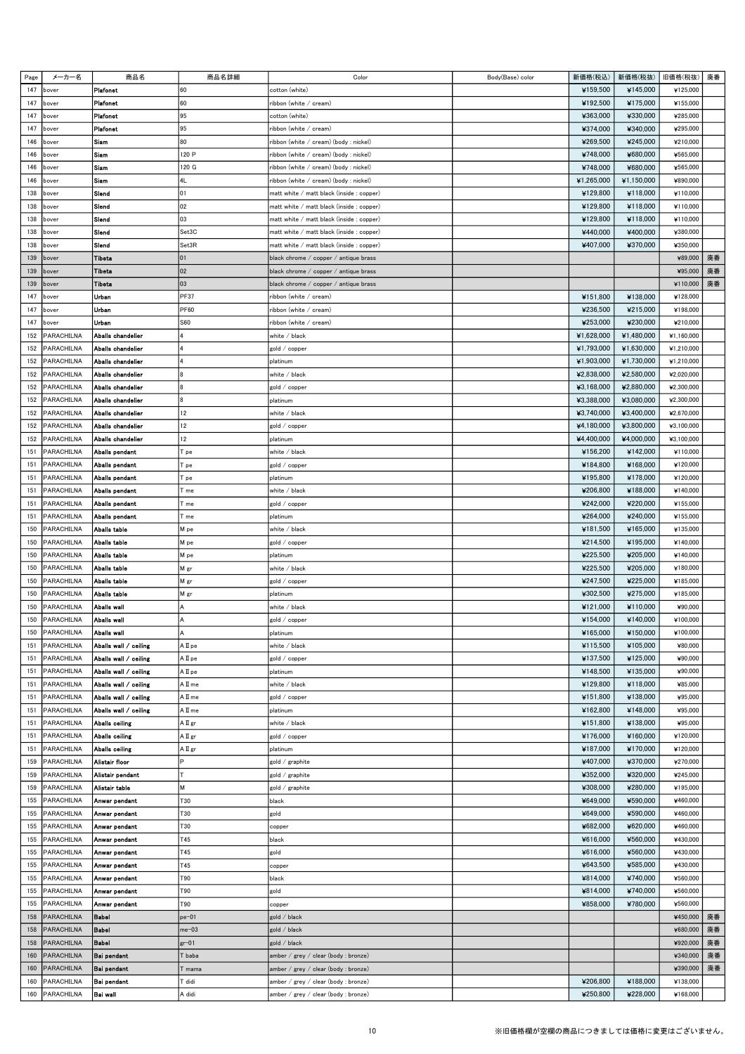| Page | メーカー名 | 商品名 | 商品名詳細 | Color | Body(Base) color | 新価格(税込) | 新価格(税抜) | 旧価格(税抜) | 廃番 |
|---|---|---|---|---|---|---|---|---|---|
| 147 | bover | Plafonet | 60 | cotton (white) | | ¥159,500 | ¥145,000 | ¥125,000 | |
| 147 | bover | Plafonet | 60 | ribbon (white / cream) | | ¥192,500 | ¥175,000 | ¥155,000 | |
| 147 | bover | Plafonet | 95 | cotton (white) | | ¥363,000 | ¥330,000 | ¥285,000 | |
| 147 | bover | Plafonet | 95 | ribbon (white / cream) | | ¥374,000 | ¥340,000 | ¥295,000 | |
| 146 | bover | Siam | 80 | ribbon (white / cream) (body : nickel) | | ¥269,500 | ¥245,000 | ¥210,000 | |
| 146 | bover | Siam | 120 P | ribbon (white / cream) (body : nickel) | | ¥748,000 | ¥680,000 | ¥565,000 | |
| 146 | bover | Siam | 120 G | ribbon (white / cream) (body : nickel) | | ¥748,000 | ¥680,000 | ¥565,000 | |
| 146 | bover | Siam | 4L | ribbon (white / cream) (body : nickel) | | ¥1,265,000 | ¥1,150,000 | ¥890,000 | |
| 138 | bover | Slend | 01 | matt white / matt black (inside : copper) | | ¥129,800 | ¥118,000 | ¥110,000 | |
| 138 | bover | Slend | 02 | matt white / matt black (inside : copper) | | ¥129,800 | ¥118,000 | ¥110,000 | |
| 138 | bover | Slend | 03 | matt white / matt black (inside : copper) | | ¥129,800 | ¥118,000 | ¥110,000 | |
| 138 | bover | Slend | Set3C | matt white / matt black (inside : copper) | | ¥440,000 | ¥400,000 | ¥380,000 | |
| 138 | bover | Slend | Set3R | matt white / matt black (inside : copper) | | ¥407,000 | ¥370,000 | ¥350,000 | |
| 139 | bover | Tibeta | 01 | black chrome / copper / antique brass | | | | ¥89,000 | 廃番 |
| 139 | bover | Tibeta | 02 | black chrome / copper / antique brass | | | | ¥95,000 | 廃番 |
| 139 | bover | Tibeta | 03 | black chrome / copper / antique brass | | | | ¥110,000 | 廃番 |
| 147 | bover | Urban | PF37 | ribbon (white / cream) | | ¥151,800 | ¥138,000 | ¥128,000 | |
| 147 | bover | Urban | PF60 | ribbon (white / cream) | | ¥236,500 | ¥215,000 | ¥198,000 | |
| 147 | bover | Urban | S60 | ribbon (white / cream) | | ¥253,000 | ¥230,000 | ¥210,000 | |
| 152 | PARACHILNA | Aballs chandelier | 4 | white / black | | ¥1,628,000 | ¥1,480,000 | ¥1,160,000 | |
| 152 | PARACHILNA | Aballs chandelier | 4 | gold / copper | | ¥1,793,000 | ¥1,630,000 | ¥1,210,000 | |
| 152 | PARACHILNA | Aballs chandelier | 4 | platinum | | ¥1,903,000 | ¥1,730,000 | ¥1,210,000 | |
| 152 | PARACHILNA | Aballs chandelier | 8 | white / black | | ¥2,838,000 | ¥2,580,000 | ¥2,020,000 | |
| 152 | PARACHILNA | Aballs chandelier | 8 | gold / copper | | ¥3,168,000 | ¥2,880,000 | ¥2,300,000 | |
| 152 | PARACHILNA | Aballs chandelier | 8 | platinum | | ¥3,388,000 | ¥3,080,000 | ¥2,300,000 | |
| 152 | PARACHILNA | Aballs chandelier | 12 | white / black | | ¥3,740,000 | ¥3,400,000 | ¥2,670,000 | |
| 152 | PARACHILNA | Aballs chandelier | 12 | gold / copper | | ¥4,180,000 | ¥3,800,000 | ¥3,100,000 | |
| 152 | PARACHILNA | Aballs chandelier | 12 | platinum | | ¥4,400,000 | ¥4,000,000 | ¥3,100,000 | |
| 151 | PARACHILNA | Aballs pendant | T pe | white / black | | ¥156,200 | ¥142,000 | ¥110,000 | |
| 151 | PARACHILNA | Aballs pendant | T pe | gold / copper | | ¥184,800 | ¥168,000 | ¥120,000 | |
| 151 | PARACHILNA | Aballs pendant | T pe | platinum | | ¥195,800 | ¥178,000 | ¥120,000 | |
| 151 | PARACHILNA | Aballs pendant | T me | white / black | | ¥206,800 | ¥188,000 | ¥140,000 | |
| 151 | PARACHILNA | Aballs pendant | T me | gold / copper | | ¥242,000 | ¥220,000 | ¥155,000 | |
| 151 | PARACHILNA | Aballs pendant | T me | platinum | | ¥264,000 | ¥240,000 | ¥155,000 | |
| 150 | PARACHILNA | Aballs table | M pe | white / black | | ¥181,500 | ¥165,000 | ¥135,000 | |
| 150 | PARACHILNA | Aballs table | M pe | gold / copper | | ¥214,500 | ¥195,000 | ¥140,000 | |
| 150 | PARACHILNA | Aballs table | M pe | platinum | | ¥225,500 | ¥205,000 | ¥140,000 | |
| 150 | PARACHILNA | Aballs table | M gr | white / black | | ¥225,500 | ¥205,000 | ¥180,000 | |
| 150 | PARACHILNA | Aballs table | M gr | gold / copper | | ¥247,500 | ¥225,000 | ¥185,000 | |
| 150 | PARACHILNA | Aballs table | M gr | platinum | | ¥302,500 | ¥275,000 | ¥185,000 | |
| 150 | PARACHILNA | Aballs wall | A | white / black | | ¥121,000 | ¥110,000 | ¥90,000 | |
| 150 | PARACHILNA | Aballs wall | A | gold / copper | | ¥154,000 | ¥140,000 | ¥100,000 | |
| 150 | PARACHILNA | Aballs wall | A | platinum | | ¥165,000 | ¥150,000 | ¥100,000 | |
| 151 | PARACHILNA | Aballs wall / ceiling | A Ⅱ pe | white / black | | ¥115,500 | ¥105,000 | ¥80,000 | |
| 151 | PARACHILNA | Aballs wall / ceiling | A Ⅱ pe | gold / copper | | ¥137,500 | ¥125,000 | ¥90,000 | |
| 151 | PARACHILNA | Aballs wall / ceiling | A Ⅱ pe | platinum | | ¥148,500 | ¥135,000 | ¥90,000 | |
| 151 | PARACHILNA | Aballs wall / ceiling | A Ⅱ me | white / black | | ¥129,800 | ¥118,000 | ¥85,000 | |
| 151 | PARACHILNA | Aballs wall / ceiling | A Ⅱ me | gold / copper | | ¥151,800 | ¥138,000 | ¥95,000 | |
| 151 | PARACHILNA | Aballs wall / ceiling | A Ⅱ me | platinum | | ¥162,800 | ¥148,000 | ¥95,000 | |
| 151 | PARACHILNA | Aballs ceiling | A Ⅱ gr | white / black | | ¥151,800 | ¥138,000 | ¥95,000 | |
| 151 | PARACHILNA | Aballs ceiling | A Ⅱ gr | gold / copper | | ¥176,000 | ¥160,000 | ¥120,000 | |
| 151 | PARACHILNA | Aballs ceiling | A Ⅱ gr | platinum | | ¥187,000 | ¥170,000 | ¥120,000 | |
| 159 | PARACHILNA | Alistair floor | P | gold / graphite | | ¥407,000 | ¥370,000 | ¥270,000 | |
| 159 | PARACHILNA | Alistair pendant | T | gold / graphite | | ¥352,000 | ¥320,000 | ¥245,000 | |
| 159 | PARACHILNA | Alistair table | M | gold / graphite | | ¥308,000 | ¥280,000 | ¥195,000 | |
| 155 | PARACHILNA | Anwar pendant | T30 | black | | ¥649,000 | ¥590,000 | ¥460,000 | |
| 155 | PARACHILNA | Anwar pendant | T30 | gold | | ¥649,000 | ¥590,000 | ¥460,000 | |
| 155 | PARACHILNA | Anwar pendant | T30 | copper | | ¥682,000 | ¥620,000 | ¥460,000 | |
| 155 | PARACHILNA | Anwar pendant | T45 | black | | ¥616,000 | ¥560,000 | ¥430,000 | |
| 155 | PARACHILNA | Anwar pendant | T45 | gold | | ¥616,000 | ¥560,000 | ¥430,000 | |
| 155 | PARACHILNA | Anwar pendant | T45 | copper | | ¥643,500 | ¥585,000 | ¥430,000 | |
| 155 | PARACHILNA | Anwar pendant | T90 | black | | ¥814,000 | ¥740,000 | ¥560,000 | |
| 155 | PARACHILNA | Anwar pendant | T90 | gold | | ¥814,000 | ¥740,000 | ¥560,000 | |
| 155 | PARACHILNA | Anwar pendant | T90 | copper | | ¥858,000 | ¥780,000 | ¥560,000 | |
| 158 | PARACHILNA | Babel | pe-01 | gold / black | | | | ¥450,000 | 廃番 |
| 158 | PARACHILNA | Babel | me-03 | gold / black | | | | ¥680,000 | 廃番 |
| 158 | PARACHILNA | Babel | gr-01 | gold / black | | | | ¥920,000 | 廃番 |
| 160 | PARACHILNA | Bai pendant | T baba | amber / grey / clear (body : bronze) | | | | ¥340,000 | 廃番 |
| 160 | PARACHILNA | Bai pendant | T mama | amber / grey / clear (body : bronze) | | | | ¥390,000 | 廃番 |
| 160 | PARACHILNA | Bai pendant | T didi | amber / grey / clear (body : bronze) | | ¥206,800 | ¥188,000 | ¥138,000 | |
| 160 | PARACHILNA | Bai wall | A didi | amber / grey / clear (body : bronze) | | ¥250,800 | ¥228,000 | ¥168,000 | |

※旧価格欄が空欄の商品につきましては価格に変更はございません。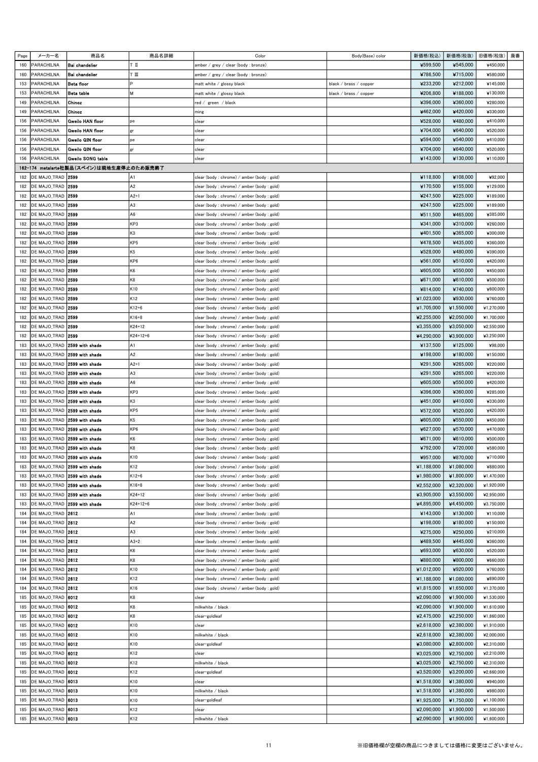| Page | メーカー名 | 商品名 | 商品名詳細 | Color | Body(Base) color | 新価格(税込) | 新価格(税抜) | 旧価格(税抜) | 廃番 |
|---|---|---|---|---|---|---|---|---|---|
| 160 | PARACHILNA | **Bai chandelier** | T Ⅱ | amber / grey / clear (body : bronze) | | ¥599,500 | ¥545,000 | ¥450,000 | |
| 160 | PARACHILNA | **Bai chandelier** | T Ⅲ | amber / grey / clear (body : bronze) | | ¥786,500 | ¥715,000 | ¥580,000 | |
| 153 | PARACHILNA | **Beta floor** | P | matt white / glossy black | black / brass / copper | ¥233,200 | ¥212,000 | ¥145,000 | |
| 153 | PARACHILNA | **Beta table** | M | matt white / glossy black | black / brass / copper | ¥206,800 | ¥188,000 | ¥130,000 | |
| 149 | PARACHILNA | **Chinoz** | | red / green / black | | ¥396,000 | ¥360,000 | ¥280,000 | |
| 149 | PARACHILNA | **Chinoz** | | ming | | ¥462,000 | ¥420,000 | ¥330,000 | |
| 156 | PARACHILNA | **Gweilo HAN floor** | pe | clear | | ¥528,000 | ¥480,000 | ¥410,000 | |
| 156 | PARACHILNA | **Gweilo HAN floor** | gr | clear | | ¥704,000 | ¥640,000 | ¥520,000 | |
| 156 | PARACHILNA | **Gweilo QIN floor** | pe | clear | | ¥594,000 | ¥540,000 | ¥410,000 | |
| 156 | PARACHILNA | **Gweilo QIN floor** | gr | clear | | ¥704,000 | ¥640,000 | ¥520,000 | |
| 156 | PARACHILNA | **Gweilo SONG table** | | clear | | ¥143,000 | ¥130,000 | ¥110,000 | |
| **162-174 metalarte社製品（スペイン）は現地生産停止のため販売終了** | | | | | | | | | |
| 182 | DE MAJO_TRAD | **2599** | A1 | clear (body : chrome) / amber (body : gold) | | ¥118,800 | ¥108,000 | ¥92,000 | |
| 182 | DE MAJO_TRAD | **2599** | A2 | clear (body : chrome) / amber (body : gold) | | ¥170,500 | ¥155,000 | ¥129,000 | |
| 182 | DE MAJO_TRAD | **2599** | A2+1 | clear (body : chrome) / amber (body : gold) | | ¥247,500 | ¥225,000 | ¥189,000 | |
| 182 | DE MAJO_TRAD | **2599** | A3 | clear (body : chrome) / amber (body : gold) | | ¥247,500 | ¥225,000 | ¥189,000 | |
| 182 | DE MAJO_TRAD | **2599** | A6 | clear (body : chrome) / amber (body : gold) | | ¥511,500 | ¥465,000 | ¥385,000 | |
| 182 | DE MAJO_TRAD | **2599** | KP3 | clear (body : chrome) / amber (body : gold) | | ¥341,000 | ¥310,000 | ¥260,000 | |
| 182 | DE MAJO_TRAD | **2599** | K3 | clear (body : chrome) / amber (body : gold) | | ¥401,500 | ¥365,000 | ¥300,000 | |
| 182 | DE MAJO_TRAD | **2599** | KP5 | clear (body : chrome) / amber (body : gold) | | ¥478,500 | ¥435,000 | ¥360,000 | |
| 182 | DE MAJO_TRAD | **2599** | K5 | clear (body : chrome) / amber (body : gold) | | ¥528,000 | ¥480,000 | ¥390,000 | |
| 182 | DE MAJO_TRAD | **2599** | KP6 | clear (body : chrome) / amber (body : gold) | | ¥561,000 | ¥510,000 | ¥420,000 | |
| 182 | DE MAJO_TRAD | **2599** | K6 | clear (body : chrome) / amber (body : gold) | | ¥605,000 | ¥550,000 | ¥450,000 | |
| 182 | DE MAJO_TRAD | **2599** | K8 | clear (body : chrome) / amber (body : gold) | | ¥671,000 | ¥610,000 | ¥500,000 | |
| 182 | DE MAJO_TRAD | **2599** | K10 | clear (body : chrome) / amber (body : gold) | | ¥814,000 | ¥740,000 | ¥600,000 | |
| 182 | DE MAJO_TRAD | **2599** | K12 | clear (body : chrome) / amber (body : gold) | | ¥1,023,000 | ¥930,000 | ¥760,000 | |
| 182 | DE MAJO_TRAD | **2599** | K12+6 | clear (body : chrome) / amber (body : gold) | | ¥1,705,000 | ¥1,550,000 | ¥1,270,000 | |
| 182 | DE MAJO_TRAD | **2599** | K16+8 | clear (body : chrome) / amber (body : gold) | | ¥2,255,000 | ¥2,050,000 | ¥1,700,000 | |
| 182 | DE MAJO_TRAD | **2599** | K24+12 | clear (body : chrome) / amber (body : gold) | | ¥3,355,000 | ¥3,050,000 | ¥2,550,000 | |
| 182 | DE MAJO_TRAD | **2599** | K24+12+6 | clear (body : chrome) / amber (body : gold) | | ¥4,290,000 | ¥3,900,000 | ¥3,250,000 | |
| 183 | DE MAJO_TRAD | **2599 with shade** | A1 | clear (body : chrome) / amber (body : gold) | | ¥137,500 | ¥125,000 | ¥98,000 | |
| 183 | DE MAJO_TRAD | **2599 with shade** | A2 | clear (body : chrome) / amber (body : gold) | | ¥198,000 | ¥180,000 | ¥150,000 | |
| 183 | DE MAJO_TRAD | **2599 with shade** | A2+1 | clear (body : chrome) / amber (body : gold) | | ¥291,500 | ¥265,000 | ¥220,000 | |
| 183 | DE MAJO_TRAD | **2599 with shade** | A3 | clear (body : chrome) / amber (body : gold) | | ¥291,500 | ¥265,000 | ¥220,000 | |
| 183 | DE MAJO_TRAD | **2599 with shade** | A6 | clear (body : chrome) / amber (body : gold) | | ¥605,000 | ¥550,000 | ¥420,000 | |
| 183 | DE MAJO_TRAD | **2599 with shade** | KP3 | clear (body : chrome) / amber (body : gold) | | ¥396,000 | ¥360,000 | ¥285,000 | |
| 183 | DE MAJO_TRAD | **2599 with shade** | K3 | clear (body : chrome) / amber (body : gold) | | ¥451,000 | ¥410,000 | ¥330,000 | |
| 183 | DE MAJO_TRAD | **2599 with shade** | KP5 | clear (body : chrome) / amber (body : gold) | | ¥572,000 | ¥520,000 | ¥420,000 | |
| 183 | DE MAJO_TRAD | **2599 with shade** | K5 | clear (body : chrome) / amber (body : gold) | | ¥605,000 | ¥550,000 | ¥450,000 | |
| 183 | DE MAJO_TRAD | **2599 with shade** | KP6 | clear (body : chrome) / amber (body : gold) | | ¥627,000 | ¥570,000 | ¥470,000 | |
| 183 | DE MAJO_TRAD | **2599 with shade** | K6 | clear (body : chrome) / amber (body : gold) | | ¥671,000 | ¥610,000 | ¥500,000 | |
| 183 | DE MAJO_TRAD | **2599 with shade** | K8 | clear (body : chrome) / amber (body : gold) | | ¥792,000 | ¥720,000 | ¥580,000 | |
| 183 | DE MAJO_TRAD | **2599 with shade** | K10 | clear (body : chrome) / amber (body : gold) | | ¥957,000 | ¥870,000 | ¥710,000 | |
| 183 | DE MAJO_TRAD | **2599 with shade** | K12 | clear (body : chrome) / amber (body : gold) | | ¥1,188,000 | ¥1,080,000 | ¥880,000 | |
| 183 | DE MAJO_TRAD | **2599 with shade** | K12+6 | clear (body : chrome) / amber (body : gold) | | ¥1,980,000 | ¥1,800,000 | ¥1,470,000 | |
| 183 | DE MAJO_TRAD | **2599 with shade** | K16+8 | clear (body : chrome) / amber (body : gold) | | ¥2,552,000 | ¥2,320,000 | ¥1,920,000 | |
| 183 | DE MAJO_TRAD | **2599 with shade** | K24+12 | clear (body : chrome) / amber (body : gold) | | ¥3,905,000 | ¥3,550,000 | ¥2,950,000 | |
| 183 | DE MAJO_TRAD | **2599 with shade** | K24+12+6 | clear (body : chrome) / amber (body : gold) | | ¥4,895,000 | ¥4,450,000 | ¥3,750,000 | |
| 184 | DE MAJO_TRAD | **2612** | A1 | clear (body : chrome) / amber (body : gold) | | ¥143,000 | ¥130,000 | ¥110,000 | |
| 184 | DE MAJO_TRAD | **2612** | A2 | clear (body : chrome) / amber (body : gold) | | ¥198,000 | ¥180,000 | ¥150,000 | |
| 184 | DE MAJO_TRAD | **2612** | A3 | clear (body : chrome) / amber (body : gold) | | ¥275,000 | ¥250,000 | ¥210,000 | |
| 184 | DE MAJO_TRAD | **2612** | A3+2 | clear (body : chrome) / amber (body : gold) | | ¥489,500 | ¥445,000 | ¥360,000 | |
| 184 | DE MAJO_TRAD | **2612** | K6 | clear (body : chrome) / amber (body : gold) | | ¥693,000 | ¥630,000 | ¥520,000 | |
| 184 | DE MAJO_TRAD | **2612** | K8 | clear (body : chrome) / amber (body : gold) | | ¥880,000 | ¥800,000 | ¥660,000 | |
| 184 | DE MAJO_TRAD | **2612** | K10 | clear (body : chrome) / amber (body : gold) | | ¥1,012,000 | ¥920,000 | ¥760,000 | |
| 184 | DE MAJO_TRAD | **2612** | K12 | clear (body : chrome) / amber (body : gold) | | ¥1,188,000 | ¥1,080,000 | ¥890,000 | |
| 184 | DE MAJO_TRAD | **2612** | K16 | clear (body : chrome) / amber (body : gold) | | ¥1,815,000 | ¥1,650,000 | ¥1,370,000 | |
| 185 | DE MAJO_TRAD | **6012** | K8 | clear | | ¥2,090,000 | ¥1,900,000 | ¥1,530,000 | |
| 185 | DE MAJO_TRAD | **6012** | K8 | milkwhite / black | | ¥2,090,000 | ¥1,900,000 | ¥1,610,000 | |
| 185 | DE MAJO_TRAD | **6012** | K8 | clear-goldleaf | | ¥2,475,000 | ¥2,250,000 | ¥1,860,000 | |
| 185 | DE MAJO_TRAD | **6012** | K10 | clear | | ¥2,618,000 | ¥2,380,000 | ¥1,910,000 | |
| 185 | DE MAJO_TRAD | **6012** | K10 | milkwhite / black | | ¥2,618,000 | ¥2,380,000 | ¥2,000,000 | |
| 185 | DE MAJO_TRAD | **6012** | K10 | clear-goldleaf | | ¥3,080,000 | ¥2,800,000 | ¥2,310,000 | |
| 185 | DE MAJO_TRAD | **6012** | K12 | clear | | ¥3,025,000 | ¥2,750,000 | ¥2,210,000 | |
| 185 | DE MAJO_TRAD | **6012** | K12 | milkwhite / black | | ¥3,025,000 | ¥2,750,000 | ¥2,310,000 | |
| 185 | DE MAJO_TRAD | **6012** | K12 | clear-goldleaf | | ¥3,520,000 | ¥3,200,000 | ¥2,660,000 | |
| 185 | DE MAJO_TRAD | **6013** | K10 | clear | | ¥1,518,000 | ¥1,380,000 | ¥940,000 | |
| 185 | DE MAJO_TRAD | **6013** | K10 | milkwhite / black | | ¥1,518,000 | ¥1,380,000 | ¥980,000 | |
| 185 | DE MAJO_TRAD | **6013** | K10 | clear-goldleaf | | ¥1,925,000 | ¥1,750,000 | ¥1,100,000 | |
| 185 | DE MAJO_TRAD | **6013** | K12 | clear | | ¥2,090,000 | ¥1,900,000 | ¥1,500,000 | |
| 185 | DE MAJO_TRAD | **6013** | K12 | milkwhite / black | | ¥2,090,000 | ¥1,900,000 | ¥1,600,000 | |

※旧価格欄が空欄の商品につきましては価格に変更はございません。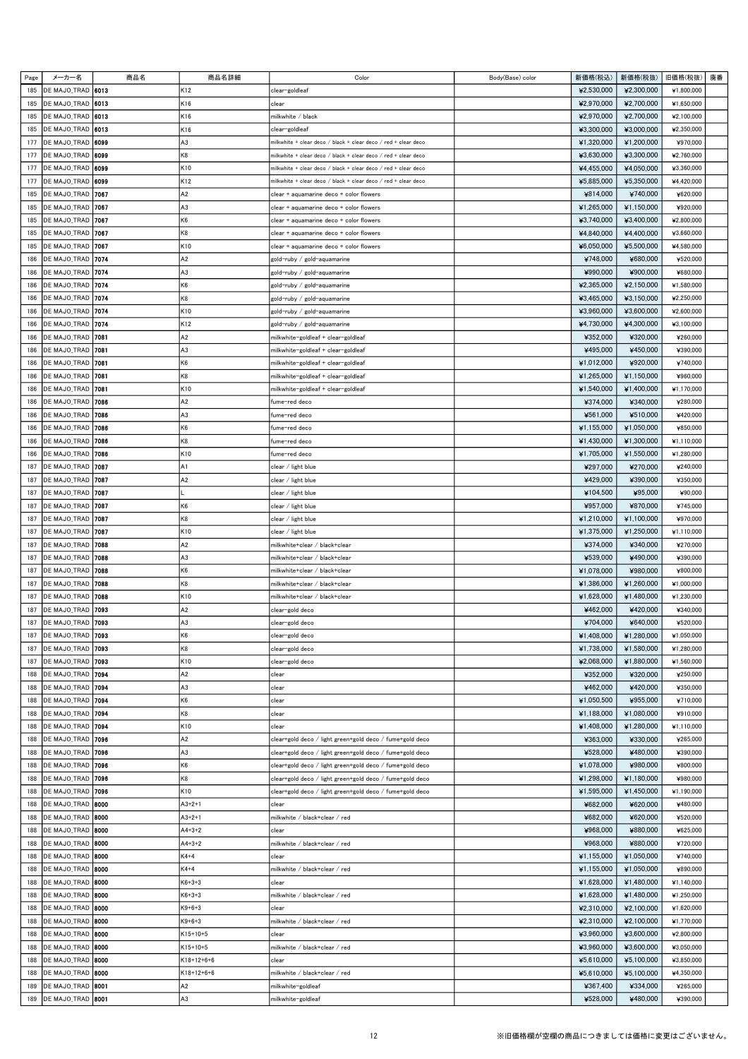| Page | メーカー名 | 商品名 | 商品名詳細 | Color | Body(Base) color | 新価格(税込) | 新価格(税抜) | 旧価格(税抜) | 廃番 |
|---|---|---|---|---|---|---|---|---|---|
| 185 | DE MAJO_TRAD | 6013 | K12 | clear-goldleaf | | ¥2,530,000 | ¥2,300,000 | ¥1,800,000 | |
| 185 | DE MAJO_TRAD | 6013 | K16 | clear | | ¥2,970,000 | ¥2,700,000 | ¥1,650,000 | |
| 185 | DE MAJO_TRAD | 6013 | K16 | milkwhite / black | | ¥2,970,000 | ¥2,700,000 | ¥2,100,000 | |
| 185 | DE MAJO_TRAD | 6013 | K16 | clear-goldleaf | | ¥3,300,000 | ¥3,000,000 | ¥2,350,000 | |
| 177 | DE MAJO_TRAD | 6099 | A3 | milkwhite + clear deco / black + clear deco / red + clear deco | | ¥1,320,000 | ¥1,200,000 | ¥970,000 | |
| 177 | DE MAJO_TRAD | 6099 | K8 | milkwhite + clear deco / black + clear deco / red + clear deco | | ¥3,630,000 | ¥3,300,000 | ¥2,760,000 | |
| 177 | DE MAJO_TRAD | 6099 | K10 | milkwhite + clear deco / black + clear deco / red + clear deco | | ¥4,455,000 | ¥4,050,000 | ¥3,360,000 | |
| 177 | DE MAJO_TRAD | 6099 | K12 | milkwhite + clear deco / black + clear deco / red + clear deco | | ¥5,885,000 | ¥5,350,000 | ¥4,420,000 | |
| 185 | DE MAJO_TRAD | 7067 | A2 | clear + aquamarine deco + color flowers | | ¥814,000 | ¥740,000 | ¥620,000 | |
| 185 | DE MAJO_TRAD | 7067 | A3 | clear + aquamarine deco + color flowers | | ¥1,265,000 | ¥1,150,000 | ¥920,000 | |
| 185 | DE MAJO_TRAD | 7067 | K6 | clear + aquamarine deco + color flowers | | ¥3,740,000 | ¥3,400,000 | ¥2,800,000 | |
| 185 | DE MAJO_TRAD | 7067 | K8 | clear + aquamarine deco + color flowers | | ¥4,840,000 | ¥4,400,000 | ¥3,660,000 | |
| 185 | DE MAJO_TRAD | 7067 | K10 | clear + aquamarine deco + color flowers | | ¥6,050,000 | ¥5,500,000 | ¥4,580,000 | |
| 186 | DE MAJO_TRAD | 7074 | A2 | gold-ruby / gold-aquamarine | | ¥748,000 | ¥680,000 | ¥520,000 | |
| 186 | DE MAJO_TRAD | 7074 | A3 | gold-ruby / gold-aquamarine | | ¥990,000 | ¥900,000 | ¥680,000 | |
| 186 | DE MAJO_TRAD | 7074 | K6 | gold-ruby / gold-aquamarine | | ¥2,365,000 | ¥2,150,000 | ¥1,580,000 | |
| 186 | DE MAJO_TRAD | 7074 | K8 | gold-ruby / gold-aquamarine | | ¥3,465,000 | ¥3,150,000 | ¥2,250,000 | |
| 186 | DE MAJO_TRAD | 7074 | K10 | gold-ruby / gold-aquamarine | | ¥3,960,000 | ¥3,600,000 | ¥2,600,000 | |
| 186 | DE MAJO_TRAD | 7074 | K12 | gold-ruby / gold-aquamarine | | ¥4,730,000 | ¥4,300,000 | ¥3,100,000 | |
| 186 | DE MAJO_TRAD | 7081 | A2 | milkwhite-goldleaf + clear-goldleaf | | ¥352,000 | ¥320,000 | ¥260,000 | |
| 186 | DE MAJO_TRAD | 7081 | A3 | milkwhite-goldleaf + clear-goldleaf | | ¥495,000 | ¥450,000 | ¥390,000 | |
| 186 | DE MAJO_TRAD | 7081 | K6 | milkwhite-goldleaf + clear-goldleaf | | ¥1,012,000 | ¥920,000 | ¥740,000 | |
| 186 | DE MAJO_TRAD | 7081 | K8 | milkwhite-goldleaf + clear-goldleaf | | ¥1,265,000 | ¥1,150,000 | ¥960,000 | |
| 186 | DE MAJO_TRAD | 7081 | K10 | milkwhite-goldleaf + clear-goldleaf | | ¥1,540,000 | ¥1,400,000 | ¥1,170,000 | |
| 186 | DE MAJO_TRAD | 7086 | A2 | fume-red deco | | ¥374,000 | ¥340,000 | ¥280,000 | |
| 186 | DE MAJO_TRAD | 7086 | A3 | fume-red deco | | ¥561,000 | ¥510,000 | ¥420,000 | |
| 186 | DE MAJO_TRAD | 7086 | K6 | fume-red deco | | ¥1,155,000 | ¥1,050,000 | ¥850,000 | |
| 186 | DE MAJO_TRAD | 7086 | K8 | fume-red deco | | ¥1,430,000 | ¥1,300,000 | ¥1,110,000 | |
| 186 | DE MAJO_TRAD | 7086 | K10 | fume-red deco | | ¥1,705,000 | ¥1,550,000 | ¥1,280,000 | |
| 187 | DE MAJO_TRAD | 7087 | A1 | clear / light blue | | ¥297,000 | ¥270,000 | ¥240,000 | |
| 187 | DE MAJO_TRAD | 7087 | A2 | clear / light blue | | ¥429,000 | ¥390,000 | ¥350,000 | |
| 187 | DE MAJO_TRAD | 7087 | L | clear / light blue | | ¥104,500 | ¥95,000 | ¥90,000 | |
| 187 | DE MAJO_TRAD | 7087 | K6 | clear / light blue | | ¥957,000 | ¥870,000 | ¥745,000 | |
| 187 | DE MAJO_TRAD | 7087 | K8 | clear / light blue | | ¥1,210,000 | ¥1,100,000 | ¥970,000 | |
| 187 | DE MAJO_TRAD | 7087 | K10 | clear / light blue | | ¥1,375,000 | ¥1,250,000 | ¥1,110,000 | |
| 187 | DE MAJO_TRAD | 7088 | A2 | milkwhite+clear / black+clear | | ¥374,000 | ¥340,000 | ¥270,000 | |
| 187 | DE MAJO_TRAD | 7088 | A3 | milkwhite+clear / black+clear | | ¥539,000 | ¥490,000 | ¥390,000 | |
| 187 | DE MAJO_TRAD | 7088 | K6 | milkwhite+clear / black+clear | | ¥1,078,000 | ¥980,000 | ¥800,000 | |
| 187 | DE MAJO_TRAD | 7088 | K8 | milkwhite+clear / black+clear | | ¥1,386,000 | ¥1,260,000 | ¥1,000,000 | |
| 187 | DE MAJO_TRAD | 7088 | K10 | milkwhite+clear / black+clear | | ¥1,628,000 | ¥1,480,000 | ¥1,230,000 | |
| 187 | DE MAJO_TRAD | 7093 | A2 | clear-gold deco | | ¥462,000 | ¥420,000 | ¥340,000 | |
| 187 | DE MAJO_TRAD | 7093 | A3 | clear-gold deco | | ¥704,000 | ¥640,000 | ¥520,000 | |
| 187 | DE MAJO_TRAD | 7093 | K6 | clear-gold deco | | ¥1,408,000 | ¥1,280,000 | ¥1,050,000 | |
| 187 | DE MAJO_TRAD | 7093 | K8 | clear-gold deco | | ¥1,738,000 | ¥1,580,000 | ¥1,280,000 | |
| 187 | DE MAJO_TRAD | 7093 | K10 | clear-gold deco | | ¥2,068,000 | ¥1,880,000 | ¥1,560,000 | |
| 188 | DE MAJO_TRAD | 7094 | A2 | clear | | ¥352,000 | ¥320,000 | ¥250,000 | |
| 188 | DE MAJO_TRAD | 7094 | A3 | clear | | ¥462,000 | ¥420,000 | ¥350,000 | |
| 188 | DE MAJO_TRAD | 7094 | K6 | clear | | ¥1,050,500 | ¥955,000 | ¥710,000 | |
| 188 | DE MAJO_TRAD | 7094 | K8 | clear | | ¥1,188,000 | ¥1,080,000 | ¥910,000 | |
| 188 | DE MAJO_TRAD | 7094 | K10 | clear | | ¥1,408,000 | ¥1,280,000 | ¥1,110,000 | |
| 188 | DE MAJO_TRAD | 7096 | A2 | clear+gold deco / light green+gold deco / fume+gold deco | | ¥363,000 | ¥330,000 | ¥265,000 | |
| 188 | DE MAJO_TRAD | 7096 | A3 | clear+gold deco / light green+gold deco / fume+gold deco | | ¥528,000 | ¥480,000 | ¥390,000 | |
| 188 | DE MAJO_TRAD | 7096 | K6 | clear+gold deco / light green+gold deco / fume+gold deco | | ¥1,078,000 | ¥980,000 | ¥800,000 | |
| 188 | DE MAJO_TRAD | 7096 | K8 | clear+gold deco / light green+gold deco / fume+gold deco | | ¥1,298,000 | ¥1,180,000 | ¥980,000 | |
| 188 | DE MAJO_TRAD | 7096 | K10 | clear+gold deco / light green+gold deco / fume+gold deco | | ¥1,595,000 | ¥1,450,000 | ¥1,190,000 | |
| 188 | DE MAJO_TRAD | 8000 | A3+2+1 | clear | | ¥682,000 | ¥620,000 | ¥480,000 | |
| 188 | DE MAJO_TRAD | 8000 | A3+2+1 | milkwhite / black+clear / red | | ¥682,000 | ¥620,000 | ¥520,000 | |
| 188 | DE MAJO_TRAD | 8000 | A4+3+2 | clear | | ¥968,000 | ¥880,000 | ¥625,000 | |
| 188 | DE MAJO_TRAD | 8000 | A4+3+2 | milkwhite / black+clear / red | | ¥968,000 | ¥880,000 | ¥720,000 | |
| 188 | DE MAJO_TRAD | 8000 | K4+4 | clear | | ¥1,155,000 | ¥1,050,000 | ¥740,000 | |
| 188 | DE MAJO_TRAD | 8000 | K4+4 | milkwhite / black+clear / red | | ¥1,155,000 | ¥1,050,000 | ¥890,000 | |
| 188 | DE MAJO_TRAD | 8000 | K6+3+3 | clear | | ¥1,628,000 | ¥1,480,000 | ¥1,140,000 | |
| 188 | DE MAJO_TRAD | 8000 | K6+3+3 | milkwhite / black+clear / red | | ¥1,628,000 | ¥1,480,000 | ¥1,250,000 | |
| 188 | DE MAJO_TRAD | 8000 | K9+6+3 | clear | | ¥2,310,000 | ¥2,100,000 | ¥1,620,000 | |
| 188 | DE MAJO_TRAD | 8000 | K9+6+3 | milkwhite / black+clear / red | | ¥2,310,000 | ¥2,100,000 | ¥1,770,000 | |
| 188 | DE MAJO_TRAD | 8000 | K15+10+5 | clear | | ¥3,960,000 | ¥3,600,000 | ¥2,800,000 | |
| 188 | DE MAJO_TRAD | 8000 | K15+10+5 | milkwhite / black+clear / red | | ¥3,960,000 | ¥3,600,000 | ¥3,050,000 | |
| 188 | DE MAJO_TRAD | 8000 | K18+12+6+6 | clear | | ¥5,610,000 | ¥5,100,000 | ¥3,850,000 | |
| 188 | DE MAJO_TRAD | 8000 | K18+12+6+6 | milkwhite / black+clear / red | | ¥5,610,000 | ¥5,100,000 | ¥4,350,000 | |
| 189 | DE MAJO_TRAD | 8001 | A2 | milkwhite-goldleaf | | ¥367,400 | ¥334,000 | ¥265,000 | |
| 189 | DE MAJO_TRAD | 8001 | A3 | milkwhite-goldleaf | | ¥528,000 | ¥480,000 | ¥390,000 | |

※旧価格欄が空欄の商品につきましては価格に変更はございません。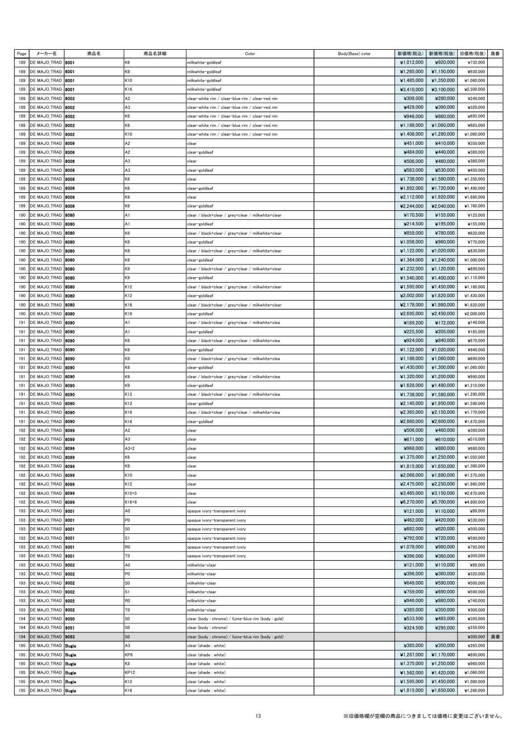| Page | メーカー名 | 商品名 | 商品名詳細 | Color | Body(Base) color | 新価格(税込) | 新価格(税抜) | 旧価格(税抜) | 廃番 |
|---|---|---|---|---|---|---|---|---|---|
| 189 | DE MAJO_TRAD | **8001** | K6 | milkwhite-goldleaf | | ¥1,012,000 | ¥920,000 | ¥735,000 | |
| 189 | DE MAJO_TRAD | **8001** | K8 | milkwhite-goldleaf | | ¥1,265,000 | ¥1,150,000 | ¥930,000 | |
| 189 | DE MAJO_TRAD | **8001** | K10 | milkwhite-goldleaf | | ¥1,485,000 | ¥1,350,000 | ¥1,060,000 | |
| 189 | DE MAJO_TRAD | **8001** | K16 | milkwhite-goldleaf | | ¥3,410,000 | ¥3,100,000 | ¥2,500,000 | |
| 189 | DE MAJO_TRAD | **8002** | A2 | clear-white rim / clear-blue rim / clear-red rim | | ¥308,000 | ¥280,000 | ¥240,000 | |
| 189 | DE MAJO_TRAD | **8002** | A3 | clear-white rim / clear-blue rim / clear-red rim | | ¥429,000 | ¥390,000 | ¥320,000 | |
| 189 | DE MAJO_TRAD | **8002** | K6 | clear-white rim / clear-blue rim / clear-red rim | | ¥946,000 | ¥860,000 | ¥695,000 | |
| 189 | DE MAJO_TRAD | **8002** | K8 | clear-white rim / clear-blue rim / clear-red rim | | ¥1,188,000 | ¥1,080,000 | ¥885,000 | |
| 189 | DE MAJO_TRAD | **8002** | K10 | clear-white rim / clear-blue rim / clear-red rim | | ¥1,408,000 | ¥1,280,000 | ¥1,060,000 | |
| 189 | DE MAJO_TRAD | **8006** | A2 | clear | | ¥451,000 | ¥410,000 | ¥350,000 | |
| 189 | DE MAJO_TRAD | **8006** | A2 | clear-goldleaf | | ¥484,000 | ¥440,000 | ¥380,000 | |
| 189 | DE MAJO_TRAD | **8006** | A3 | clear | | ¥506,000 | ¥460,000 | ¥380,000 | |
| 189 | DE MAJO_TRAD | **8006** | A3 | clear-goldleaf | | ¥583,000 | ¥530,000 | ¥450,000 | |
| 189 | DE MAJO_TRAD | **8006** | K6 | clear | | ¥1,738,000 | ¥1,580,000 | ¥1,350,000 | |
| 189 | DE MAJO_TRAD | **8006** | K6 | clear-goldleaf | | ¥1,892,000 | ¥1,720,000 | ¥1,490,000 | |
| 189 | DE MAJO_TRAD | **8006** | K8 | clear | | ¥2,112,000 | ¥1,920,000 | ¥1,660,000 | |
| 189 | DE MAJO_TRAD | **8006** | K8 | clear-goldleaf | | ¥2,244,000 | ¥2,040,000 | ¥1,760,000 | |
| 190 | DE MAJO_TRAD | **8080** | A1 | clear / black+clear / grey+clear / milkwhite+clear | | ¥170,500 | ¥155,000 | ¥125,000 | |
| 190 | DE MAJO_TRAD | **8080** | A1 | clear-goldleaf | | ¥214,500 | ¥195,000 | ¥155,000 | |
| 190 | DE MAJO_TRAD | **8080** | K6 | clear / black+clear / grey+clear / milkwhite+clear | | ¥858,000 | ¥780,000 | ¥620,000 | |
| 190 | DE MAJO_TRAD | **8080** | K6 | clear-goldleaf | | ¥1,056,000 | ¥960,000 | ¥770,000 | |
| 190 | DE MAJO_TRAD | **8080** | K8 | clear / black+clear / grey+clear / milkwhite+clear | | ¥1,122,000 | ¥1,020,000 | ¥830,000 | |
| 190 | DE MAJO_TRAD | **8080** | K8 | clear-goldleaf | | ¥1,364,000 | ¥1,240,000 | ¥1,000,000 | |
| 190 | DE MAJO_TRAD | **8080** | K9 | clear / black+clear / grey+clear / milkwhite+clear | | ¥1,232,000 | ¥1,120,000 | ¥890,000 | |
| 190 | DE MAJO_TRAD | **8080** | K9 | clear-goldleaf | | ¥1,540,000 | ¥1,400,000 | ¥1,110,000 | |
| 190 | DE MAJO_TRAD | **8080** | K12 | clear / black+clear / grey+clear / milkwhite+clear | | ¥1,595,000 | ¥1,450,000 | ¥1,160,000 | |
| 190 | DE MAJO_TRAD | **8080** | K12 | clear-goldleaf | | ¥2,002,000 | ¥1,820,000 | ¥1,430,000 | |
| 190 | DE MAJO_TRAD | **8080** | K16 | clear / black+clear / grey+clear / milkwhite+clear | | ¥2,178,000 | ¥1,980,000 | ¥1,620,000 | |
| 190 | DE MAJO_TRAD | **8080** | K16 | clear-goldleaf | | ¥2,695,000 | ¥2,450,000 | ¥2,000,000 | |
| 191 | DE MAJO_TRAD | **8090** | A1 | clear / black+clear / grey+clear / milkwhite+clea | | ¥189,200 | ¥172,000 | ¥140,000 | |
| 191 | DE MAJO_TRAD | **8090** | A1 | clear-goldleaf | | ¥225,500 | ¥205,000 | ¥165,000 | |
| 191 | DE MAJO_TRAD | **8090** | K6 | clear / black+clear / grey+clear / milkwhite+clea | | ¥924,000 | ¥840,000 | ¥670,000 | |
| 191 | DE MAJO_TRAD | **8090** | K6 | clear-goldleaf | | ¥1,122,000 | ¥1,020,000 | ¥840,000 | |
| 191 | DE MAJO_TRAD | **8090** | K8 | clear / black+clear / grey+clear / milkwhite+clea | | ¥1,188,000 | ¥1,080,000 | ¥890,000 | |
| 191 | DE MAJO_TRAD | **8090** | K8 | clear-goldleaf | | ¥1,430,000 | ¥1,300,000 | ¥1,060,000 | |
| 191 | DE MAJO_TRAD | **8090** | K9 | clear / black+clear / grey+clear / milkwhite+clea | | ¥1,320,000 | ¥1,200,000 | ¥990,000 | |
| 191 | DE MAJO_TRAD | **8090** | K9 | clear-goldleaf | | ¥1,628,000 | ¥1,480,000 | ¥1,210,000 | |
| 191 | DE MAJO_TRAD | **8090** | K12 | clear / black+clear / grey+clear / milkwhite+clea | | ¥1,738,000 | ¥1,580,000 | ¥1,290,000 | |
| 191 | DE MAJO_TRAD | **8090** | K12 | clear-goldleaf | | ¥2,145,000 | ¥1,950,000 | ¥1,590,000 | |
| 191 | DE MAJO_TRAD | **8090** | K16 | clear / black+clear / grey+clear / milkwhite+clea | | ¥2,365,000 | ¥2,150,000 | ¥1,770,000 | |
| 191 | DE MAJO_TRAD | **8090** | K16 | clear-goldleaf | | ¥2,860,000 | ¥2,600,000 | ¥1,870,000 | |
| 192 | DE MAJO_TRAD | **8099** | A2 | clear | | ¥506,000 | ¥460,000 | ¥390,000 | |
| 192 | DE MAJO_TRAD | **8099** | A3 | clear | | ¥671,000 | ¥610,000 | ¥510,000 | |
| 192 | DE MAJO_TRAD | **8099** | A3+2 | clear | | ¥968,000 | ¥880,000 | ¥680,000 | |
| 192 | DE MAJO_TRAD | **8099** | K6 | clear | | ¥1,375,000 | ¥1,250,000 | ¥1,050,000 | |
| 192 | DE MAJO_TRAD | **8099** | K8 | clear | | ¥1,815,000 | ¥1,650,000 | ¥1,360,000 | |
| 192 | DE MAJO_TRAD | **8099** | K10 | clear | | ¥2,068,000 | ¥1,880,000 | ¥1,570,000 | |
| 192 | DE MAJO_TRAD | **8099** | K12 | clear | | ¥2,475,000 | ¥2,250,000 | ¥1,860,000 | |
| 192 | DE MAJO_TRAD | **8099** | K10+5 | clear | | ¥3,465,000 | ¥3,150,000 | ¥2,670,000 | |
| 192 | DE MAJO_TRAD | **8099** | K16+8 | clear | | ¥6,270,000 | ¥5,700,000 | ¥4,800,000 | |
| 193 | DE MAJO_TRAD | **9001** | A0 | opaque ivory-transparent ivory | | ¥121,000 | ¥110,000 | ¥89,000 | |
| 193 | DE MAJO_TRAD | **9001** | P0 | opaque ivory-transparent ivory | | ¥462,000 | ¥420,000 | ¥330,000 | |
| 193 | DE MAJO_TRAD | **9001** | S0 | opaque ivory-transparent ivory | | ¥682,000 | ¥620,000 | ¥500,000 | |
| 193 | DE MAJO_TRAD | **9001** | S1 | opaque ivory-transparent ivory | | ¥792,000 | ¥720,000 | ¥590,000 | |
| 193 | DE MAJO_TRAD | **9001** | R0 | opaque ivory-transparent ivory | | ¥1,078,000 | ¥980,000 | ¥795,000 | |
| 193 | DE MAJO_TRAD | **9001** | T0 | opaque ivory-transparent ivory | | ¥396,000 | ¥360,000 | ¥300,000 | |
| 193 | DE MAJO_TRAD | **9002** | A0 | milkwhite-clear | | ¥121,000 | ¥110,000 | ¥89,000 | |
| 193 | DE MAJO_TRAD | **9002** | P0 | milkwhite-clear | | ¥396,000 | ¥360,000 | ¥320,000 | |
| 193 | DE MAJO_TRAD | **9002** | S0 | milkwhite-clear | | ¥649,000 | ¥590,000 | ¥500,000 | |
| 193 | DE MAJO_TRAD | **9002** | S1 | milkwhite-clear | | ¥759,000 | ¥690,000 | ¥590,000 | |
| 193 | DE MAJO_TRAD | **9002** | R0 | milkwhite-clear | | ¥946,000 | ¥860,000 | ¥740,000 | |
| 193 | DE MAJO_TRAD | **9002** | T0 | milkwhite-clear | | ¥385,000 | ¥350,000 | ¥300,000 | |
| 194 | DE MAJO_TRAD | **9050** | S0 | clear (body : chrome) / fume-blue rim (body : gold) | | ¥533,500 | ¥485,000 | ¥395,000 | |
| 194 | DE MAJO_TRAD | **9051** | S0 | clear (body : chrome) | | ¥324,500 | ¥295,000 | ¥250,000 | |
| 194 | DE MAJO_TRAD | **9053** | S0 | clear (body : chrome) / fume-blue rim (body : gold) | | | | ¥300,000 | 廃番 |
| 195 | DE MAJO_TRAD | **Bugia** | A3 | clear (shade : white) | | ¥385,000 | ¥350,000 | ¥265,000 | |
| 195 | DE MAJO_TRAD | **Bugia** | KP8 | clear (shade : white) | | ¥1,287,000 | ¥1,170,000 | ¥890,000 | |
| 195 | DE MAJO_TRAD | **Bugia** | K8 | clear (shade : white) | | ¥1,375,000 | ¥1,250,000 | ¥960,000 | |
| 195 | DE MAJO_TRAD | **Bugia** | KP12 | clear (shade : white) | | ¥1,562,000 | ¥1,420,000 | ¥1,060,000 | |
| 195 | DE MAJO_TRAD | **Bugia** | K12 | clear (shade : white) | | ¥1,595,000 | ¥1,450,000 | ¥1,080,000 | |
| 195 | DE MAJO_TRAD | **Bugia** | K16 | clear (shade : white) | | ¥1,815,000 | ¥1,650,000 | ¥1,260,000 | |

※旧価格欄が空欄の商品につきましては価格に変更はございません。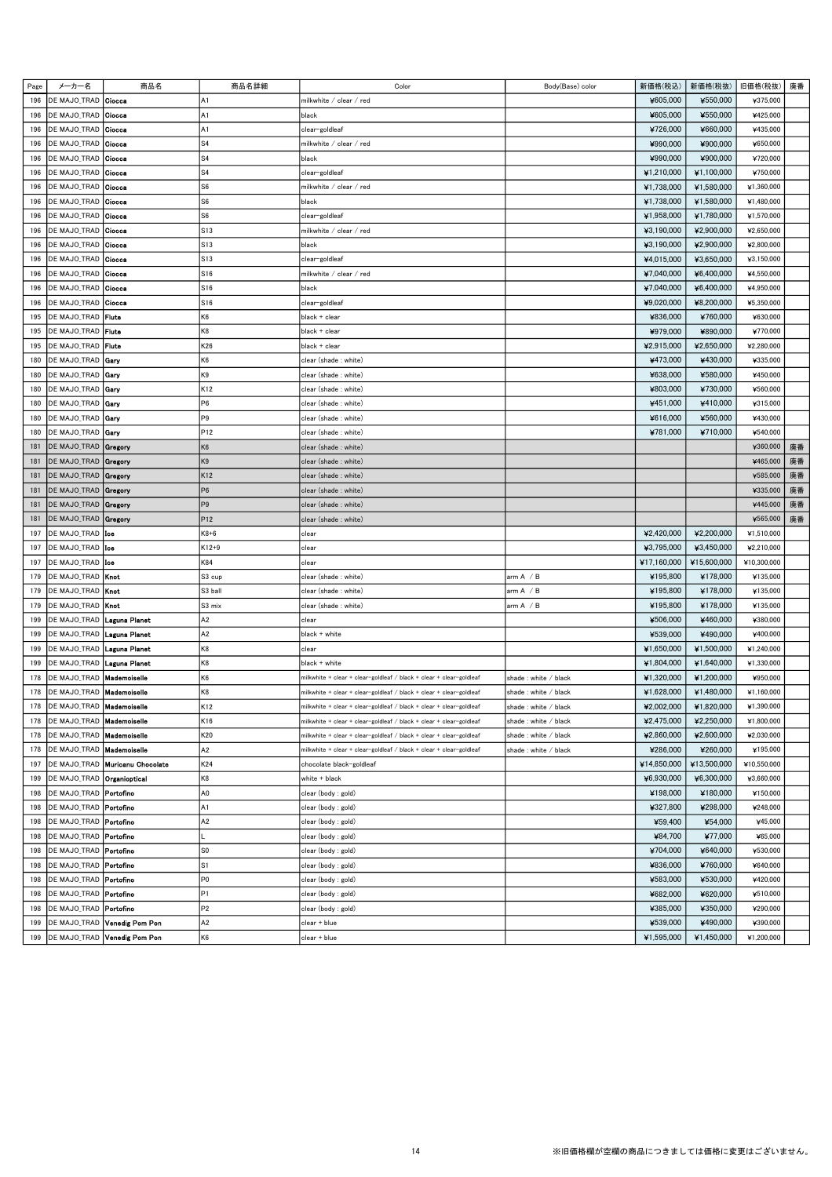| Page | メーカー名 | 商品名 | 商品名詳細 | Color | Body(Base) color | 新価格(税込) | 新価格(税抜) | 旧価格(税抜) | 廃番 |
|---|---|---|---|---|---|---|---|---|---|
| 196 | DE MAJO_TRAD | Ciocca | A1 | milkwhite / clear / red | | ¥605,000 | ¥550,000 | ¥375,000 | |
| 196 | DE MAJO_TRAD | Ciocca | A1 | black | | ¥605,000 | ¥550,000 | ¥425,000 | |
| 196 | DE MAJO_TRAD | Ciocca | A1 | clear-goldleaf | | ¥726,000 | ¥660,000 | ¥435,000 | |
| 196 | DE MAJO_TRAD | Ciocca | S4 | milkwhite / clear / red | | ¥990,000 | ¥900,000 | ¥650,000 | |
| 196 | DE MAJO_TRAD | Ciocca | S4 | black | | ¥990,000 | ¥900,000 | ¥720,000 | |
| 196 | DE MAJO_TRAD | Ciocca | S4 | clear-goldleaf | | ¥1,210,000 | ¥1,100,000 | ¥750,000 | |
| 196 | DE MAJO_TRAD | Ciocca | S6 | milkwhite / clear / red | | ¥1,738,000 | ¥1,580,000 | ¥1,360,000 | |
| 196 | DE MAJO_TRAD | Ciocca | S6 | black | | ¥1,738,000 | ¥1,580,000 | ¥1,480,000 | |
| 196 | DE MAJO_TRAD | Ciocca | S6 | clear-goldleaf | | ¥1,958,000 | ¥1,780,000 | ¥1,570,000 | |
| 196 | DE MAJO_TRAD | Ciocca | S13 | milkwhite / clear / red | | ¥3,190,000 | ¥2,900,000 | ¥2,650,000 | |
| 196 | DE MAJO_TRAD | Ciocca | S13 | black | | ¥3,190,000 | ¥2,900,000 | ¥2,800,000 | |
| 196 | DE MAJO_TRAD | Ciocca | S13 | clear-goldleaf | | ¥4,015,000 | ¥3,650,000 | ¥3,150,000 | |
| 196 | DE MAJO_TRAD | Ciocca | S16 | milkwhite / clear / red | | ¥7,040,000 | ¥6,400,000 | ¥4,550,000 | |
| 196 | DE MAJO_TRAD | Ciocca | S16 | black | | ¥7,040,000 | ¥6,400,000 | ¥4,950,000 | |
| 196 | DE MAJO_TRAD | Ciocca | S16 | clear-goldleaf | | ¥9,020,000 | ¥8,200,000 | ¥5,350,000 | |
| 195 | DE MAJO_TRAD | Flute | K6 | black + clear | | ¥836,000 | ¥760,000 | ¥630,000 | |
| 195 | DE MAJO_TRAD | Flute | K8 | black + clear | | ¥979,000 | ¥890,000 | ¥770,000 | |
| 195 | DE MAJO_TRAD | Flute | K26 | black + clear | | ¥2,915,000 | ¥2,650,000 | ¥2,280,000 | |
| 180 | DE MAJO_TRAD | Gary | K6 | clear (shade : white) | | ¥473,000 | ¥430,000 | ¥335,000 | |
| 180 | DE MAJO_TRAD | Gary | K9 | clear (shade : white) | | ¥638,000 | ¥580,000 | ¥450,000 | |
| 180 | DE MAJO_TRAD | Gary | K12 | clear (shade : white) | | ¥803,000 | ¥730,000 | ¥560,000 | |
| 180 | DE MAJO_TRAD | Gary | P6 | clear (shade : white) | | ¥451,000 | ¥410,000 | ¥315,000 | |
| 180 | DE MAJO_TRAD | Gary | P9 | clear (shade : white) | | ¥616,000 | ¥560,000 | ¥430,000 | |
| 180 | DE MAJO_TRAD | Gary | P12 | clear (shade : white) | | ¥781,000 | ¥710,000 | ¥540,000 | |
| 181 | DE MAJO_TRAD | Gregory | K6 | clear (shade : white) | | | | ¥360,000 | 廃番 |
| 181 | DE MAJO_TRAD | Gregory | K9 | clear (shade : white) | | | | ¥465,000 | 廃番 |
| 181 | DE MAJO_TRAD | Gregory | K12 | clear (shade : white) | | | | ¥585,000 | 廃番 |
| 181 | DE MAJO_TRAD | Gregory | P6 | clear (shade : white) | | | | ¥335,000 | 廃番 |
| 181 | DE MAJO_TRAD | Gregory | P9 | clear (shade : white) | | | | ¥445,000 | 廃番 |
| 181 | DE MAJO_TRAD | Gregory | P12 | clear (shade : white) | | | | ¥565,000 | 廃番 |
| 197 | DE MAJO_TRAD | Ice | K8+6 | clear | | ¥2,420,000 | ¥2,200,000 | ¥1,510,000 | |
| 197 | DE MAJO_TRAD | Ice | K12+9 | clear | | ¥3,795,000 | ¥3,450,000 | ¥2,210,000 | |
| 197 | DE MAJO_TRAD | Ice | K84 | clear | | ¥17,160,000 | ¥15,600,000 | ¥10,300,000 | |
| 179 | DE MAJO_TRAD | Knot | S3 cup | clear (shade : white) | arm A / B | ¥195,800 | ¥178,000 | ¥135,000 | |
| 179 | DE MAJO_TRAD | Knot | S3 ball | clear (shade : white) | arm A / B | ¥195,800 | ¥178,000 | ¥135,000 | |
| 179 | DE MAJO_TRAD | Knot | S3 mix | clear (shade : white) | arm A / B | ¥195,800 | ¥178,000 | ¥135,000 | |
| 199 | DE MAJO_TRAD | Laguna Planet | A2 | clear | | ¥506,000 | ¥460,000 | ¥380,000 | |
| 199 | DE MAJO_TRAD | Laguna Planet | A2 | black + white | | ¥539,000 | ¥490,000 | ¥400,000 | |
| 199 | DE MAJO_TRAD | Laguna Planet | K8 | clear | | ¥1,650,000 | ¥1,500,000 | ¥1,240,000 | |
| 199 | DE MAJO_TRAD | Laguna Planet | K8 | black + white | | ¥1,804,000 | ¥1,640,000 | ¥1,330,000 | |
| 178 | DE MAJO_TRAD | Mademoiselle | K6 | milkwhite + clear + clear-goldleaf / black + clear + clear-goldleaf | shade : white / black | ¥1,320,000 | ¥1,200,000 | ¥950,000 | |
| 178 | DE MAJO_TRAD | Mademoiselle | K8 | milkwhite + clear + clear-goldleaf / black + clear + clear-goldleaf | shade : white / black | ¥1,628,000 | ¥1,480,000 | ¥1,160,000 | |
| 178 | DE MAJO_TRAD | Mademoiselle | K12 | milkwhite + clear + clear-goldleaf / black + clear + clear-goldleaf | shade : white / black | ¥2,002,000 | ¥1,820,000 | ¥1,390,000 | |
| 178 | DE MAJO_TRAD | Mademoiselle | K16 | milkwhite + clear + clear-goldleaf / black + clear + clear-goldleaf | shade : white / black | ¥2,475,000 | ¥2,250,000 | ¥1,800,000 | |
| 178 | DE MAJO_TRAD | Mademoiselle | K20 | milkwhite + clear + clear-goldleaf / black + clear + clear-goldleaf | shade : white / black | ¥2,860,000 | ¥2,600,000 | ¥2,030,000 | |
| 178 | DE MAJO_TRAD | Mademoiselle | A2 | milkwhite + clear + clear-goldleaf / black + clear + clear-goldleaf | shade : white / black | ¥286,000 | ¥260,000 | ¥195,000 | |
| 197 | DE MAJO_TRAD | Muricanu Chocolate | K24 | chocolate black-goldleaf | | ¥14,850,000 | ¥13,500,000 | ¥10,550,000 | |
| 199 | DE MAJO_TRAD | Organioptical | K8 | white + black | | ¥6,930,000 | ¥6,300,000 | ¥3,660,000 | |
| 198 | DE MAJO_TRAD | Portofino | A0 | clear (body : gold) | | ¥198,000 | ¥180,000 | ¥150,000 | |
| 198 | DE MAJO_TRAD | Portofino | A1 | clear (body : gold) | | ¥327,800 | ¥298,000 | ¥248,000 | |
| 198 | DE MAJO_TRAD | Portofino | A2 | clear (body : gold) | | ¥59,400 | ¥54,000 | ¥45,000 | |
| 198 | DE MAJO_TRAD | Portofino | L | clear (body : gold) | | ¥84,700 | ¥77,000 | ¥65,000 | |
| 198 | DE MAJO_TRAD | Portofino | S0 | clear (body : gold) | | ¥704,000 | ¥640,000 | ¥530,000 | |
| 198 | DE MAJO_TRAD | Portofino | S1 | clear (body : gold) | | ¥836,000 | ¥760,000 | ¥640,000 | |
| 198 | DE MAJO_TRAD | Portofino | P0 | clear (body : gold) | | ¥583,000 | ¥530,000 | ¥420,000 | |
| 198 | DE MAJO_TRAD | Portofino | P1 | clear (body : gold) | | ¥682,000 | ¥620,000 | ¥510,000 | |
| 198 | DE MAJO_TRAD | Portofino | P2 | clear (body : gold) | | ¥385,000 | ¥350,000 | ¥290,000 | |
| 199 | DE MAJO_TRAD | Venedig Pom Pon | A2 | clear + blue | | ¥539,000 | ¥490,000 | ¥390,000 | |
| 199 | DE MAJO_TRAD | Venedig Pom Pon | K6 | clear + blue | | ¥1,595,000 | ¥1,450,000 | ¥1,200,000 | |

※旧価格欄が空欄の商品につきましては価格に変更はございません。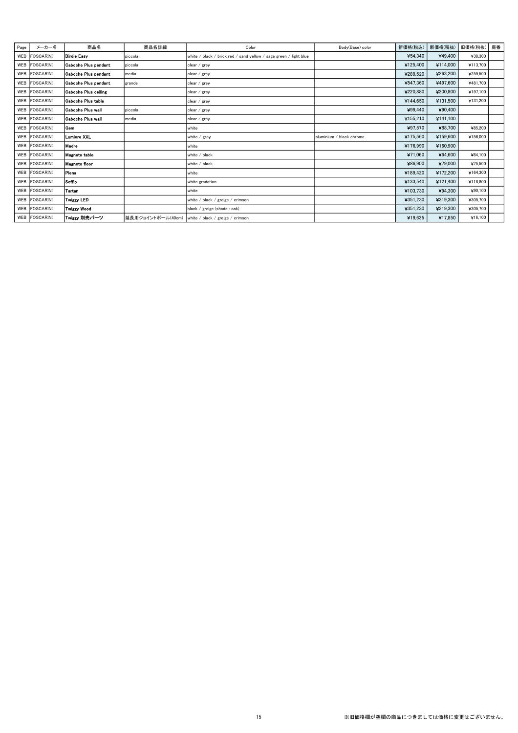| Page | メーカー名 | 商品名 | 商品名詳細 | Color | Body(Base) color | 新価格(税込) | 新価格(税抜) | 旧価格(税抜) | 廃番 |
|---|---|---|---|---|---|---|---|---|---|
| WEB | FOSCARINI | Birdie Easy | piccola | white / black / brick red / sand yellow / sage green / light blue | | ¥54,340 | ¥49,400 | ¥38,300 | |
| WEB | FOSCARINI | Caboche Plus pendant | piccola | clear / grey | | ¥125,400 | ¥114,000 | ¥113,700 | |
| WEB | FOSCARINI | Caboche Plus pendant | media | clear / grey | | ¥289,520 | ¥263,200 | ¥259,500 | |
| WEB | FOSCARINI | Caboche Plus pendant | grande | clear / grey | | ¥547,360 | ¥497,600 | ¥481,700 | |
| WEB | FOSCARINI | Caboche Plus ceiling | | clear / grey | | ¥220,880 | ¥200,800 | ¥197,100 | |
| WEB | FOSCARINI | Caboche Plus table | | clear / grey | | ¥144,650 | ¥131,500 | ¥131,200 | |
| WEB | FOSCARINI | Caboche Plus wall | piccola | clear / grey | | ¥99,440 | ¥90,400 | | |
| WEB | FOSCARINI | Caboche Plus wall | media | clear / grey | | ¥155,210 | ¥141,100 | | |
| WEB | FOSCARINI | Gem | | white | | ¥97,570 | ¥88,700 | ¥85,200 | |
| WEB | FOSCARINI | Lumiere XXL | | white / grey | aluminium / black chrome | ¥175,560 | ¥159,600 | ¥156,000 | |
| WEB | FOSCARINI | Madre | | white | | ¥176,990 | ¥160,900 | | |
| WEB | FOSCARINI | Magneto table | | white / black | | ¥71,060 | ¥64,600 | ¥64,100 | |
| WEB | FOSCARINI | Magneto floor | | white / black | | ¥86,900 | ¥79,000 | ¥75,500 | |
| WEB | FOSCARINI | Plena | | white | | ¥189,420 | ¥172,200 | ¥164,300 | |
| WEB | FOSCARINI | Soffio | | white gradation | | ¥133,540 | ¥121,400 | ¥118,800 | |
| WEB | FOSCARINI | Tartan | | white | | ¥103,730 | ¥94,300 | ¥90,100 | |
| WEB | FOSCARINI | Twiggy LED | | white / black / greige / crimson | | ¥351,230 | ¥319,300 | ¥305,700 | |
| WEB | FOSCARINI | Twiggy Wood | | black / greige (shade : oak) | | ¥351,230 | ¥319,300 | ¥305,700 | |
| WEB | FOSCARINI | Twiggy 別売パーツ | 延長用ジョイントポール(40cm) | white / black / greige / crimson | | ¥19,635 | ¥17,850 | ¥16,100 | |

※旧価格欄が空欄の商品につきましては価格に変更はございません。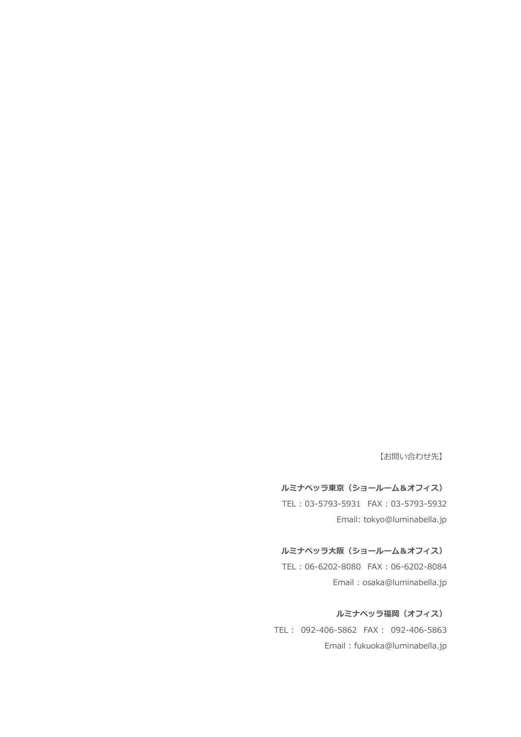【お問い合わせ先】

**ルミナベッラ東京（ショールーム&オフィス）**

TEL：03-5793-5931　FAX：03-5793-5932

Email: tokyo@luminabella.jp

**ルミナベッラ大阪（ショールーム&オフィス）**

TEL：06-6202-8080　FAX：06-6202-8084

Email：osaka@luminabella.jp

**ルミナベッラ福岡（オフィス）**

TEL： 092-406-5862　FAX： 092-406-5863

Email：fukuoka@luminabella.jp